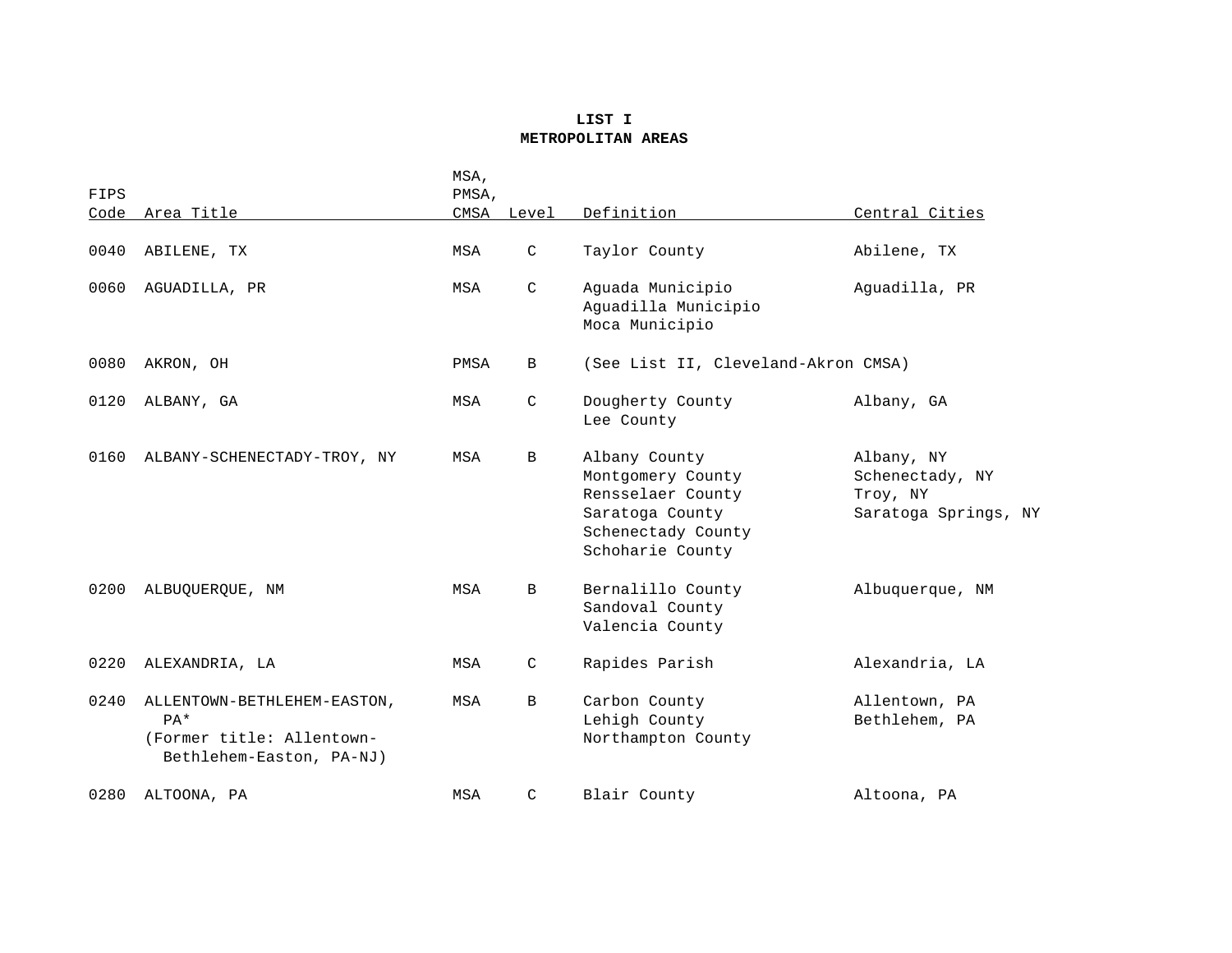# LIST I
## METROPOLITAN AREAS

| FIPS Code | Area Title | MSA, PMSA, CMSA | Level | Definition | Central Cities |
|---|---|---|---|---|---|
| 0040 | ABILENE, TX | MSA | C | Taylor County | Abilene, TX |
| 0060 | AGUADILLA, PR | MSA | C | Aguada Municipio<br>Aguadilla Municipio<br>Moca Municipio | Aguadilla, PR |
| 0080 | AKRON, OH | PMSA | B | (See List II, Cleveland-Akron CMSA) | |
| 0120 | ALBANY, GA | MSA | C | Dougherty County<br>Lee County | Albany, GA |
| 0160 | ALBANY-SCHENECTADY-TROY, NY | MSA | B | Albany County<br>Montgomery County<br>Rensselaer County<br>Saratoga County<br>Schenectady County<br>Schoharie County | Albany, NY<br>Schenectady, NY<br>Troy, NY<br>Saratoga Springs, NY |
| 0200 | ALBUQUERQUE, NM | MSA | B | Bernalillo County<br>Sandoval County<br>Valencia County | Albuquerque, NM |
| 0220 | ALEXANDRIA, LA | MSA | C | Rapides Parish | Alexandria, LA |
| 0240 | ALLENTOWN-BETHLEHEM-EASTON, PA*<br>(Former title: Allentown-Bethlehem-Easton, PA-NJ) | MSA | B | Carbon County<br>Lehigh County<br>Northampton County | Allentown, PA<br>Bethlehem, PA |
| 0280 | ALTOONA, PA | MSA | C | Blair County | Altoona, PA |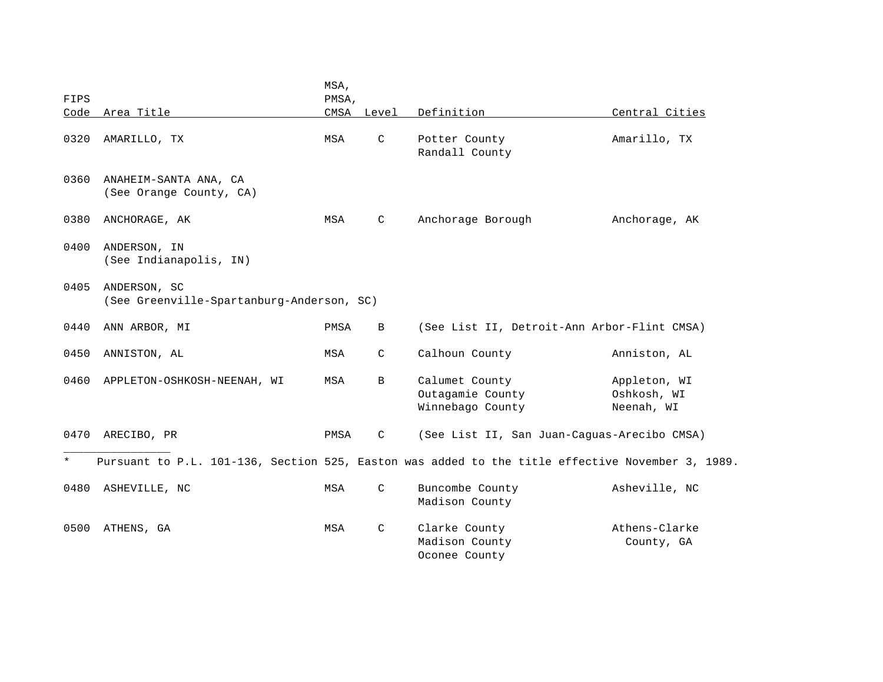| FIPS Code | Area Title | MSA, PMSA, CMSA | Level | Definition | Central Cities |
|---|---|---|---|---|---|
| 0320 | AMARILLO, TX | MSA | C | Potter County<br>Randall County | Amarillo, TX |
| 0360 | ANAHEIM-SANTA ANA, CA<br>(See Orange County, CA) | | | | |
| 0380 | ANCHORAGE, AK | MSA | C | Anchorage Borough | Anchorage, AK |
| 0400 | ANDERSON, IN<br>(See Indianapolis, IN) | | | | |
| 0405 | ANDERSON, SC<br>(See Greenville-Spartanburg-Anderson, SC) | | | | |
| 0440 | ANN ARBOR, MI | PMSA | B | (See List II, Detroit-Ann Arbor-Flint CMSA) | |
| 0450 | ANNISTON, AL | MSA | C | Calhoun County | Anniston, AL |
| 0460 | APPLETON-OSHKOSH-NEENAH, WI | MSA | B | Calumet County<br>Outagamie County<br>Winnebago County | Appleton, WI<br>Oshkosh, WI<br>Neenah, WI |
| 0470 | ARECIBO, PR | PMSA | C | (See List II, San Juan-Caguas-Arecibo CMSA) | |

\_\_\_\_\_\_\_\_\_\_\_\_\_\_\_\_

* Pursuant to P.L. 101-136, Section 525, Easton was added to the title effective November 3, 1989.

| FIPS Code | Area Title | MSA, PMSA, CMSA | Level | Definition | Central Cities |
|---|---|---|---|---|---|
| 0480 | ASHEVILLE, NC | MSA | C | Buncombe County<br>Madison County | Asheville, NC |
| 0500 | ATHENS, GA | MSA | C | Clarke County<br>Madison County<br>Oconee County | Athens-Clarke County, GA |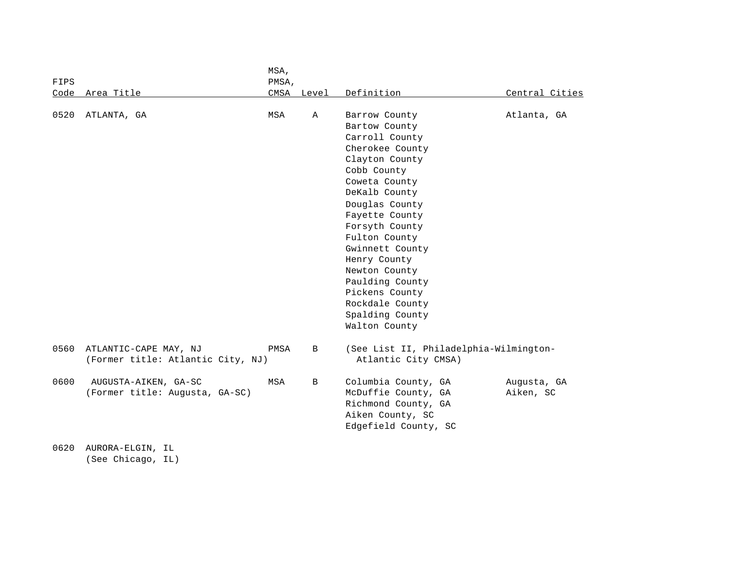| FIPS Code | Area Title | MSA, PMSA, CMSA | Level | Definition | Central Cities |
|---|---|---|---|---|---|
| 0520 | ATLANTA, GA | MSA | A | Barrow County | Atlanta, GA |
| | | | | Bartow County | |
| | | | | Carroll County | |
| | | | | Cherokee County | |
| | | | | Clayton County | |
| | | | | Cobb County | |
| | | | | Coweta County | |
| | | | | DeKalb County | |
| | | | | Douglas County | |
| | | | | Fayette County | |
| | | | | Forsyth County | |
| | | | | Fulton County | |
| | | | | Gwinnett County | |
| | | | | Henry County | |
| | | | | Newton County | |
| | | | | Paulding County | |
| | | | | Pickens County | |
| | | | | Rockdale County | |
| | | | | Spalding County | |
| | | | | Walton County | |
| 0560 | ATLANTIC-CAPE MAY, NJ (Former title: Atlantic City, NJ) | PMSA | B | (See List II, Philadelphia-Wilmington-Atlantic City CMSA) | |
| 0600 | AUGUSTA-AIKEN, GA-SC (Former title: Augusta, GA-SC) | MSA | B | Columbia County, GA | Augusta, GA |
| | | | | McDuffie County, GA | Aiken, SC |
| | | | | Richmond County, GA | |
| | | | | Aiken County, SC | |
| | | | | Edgefield County, SC | |
| 0620 | AURORA-ELGIN, IL (See Chicago, IL) | | | | |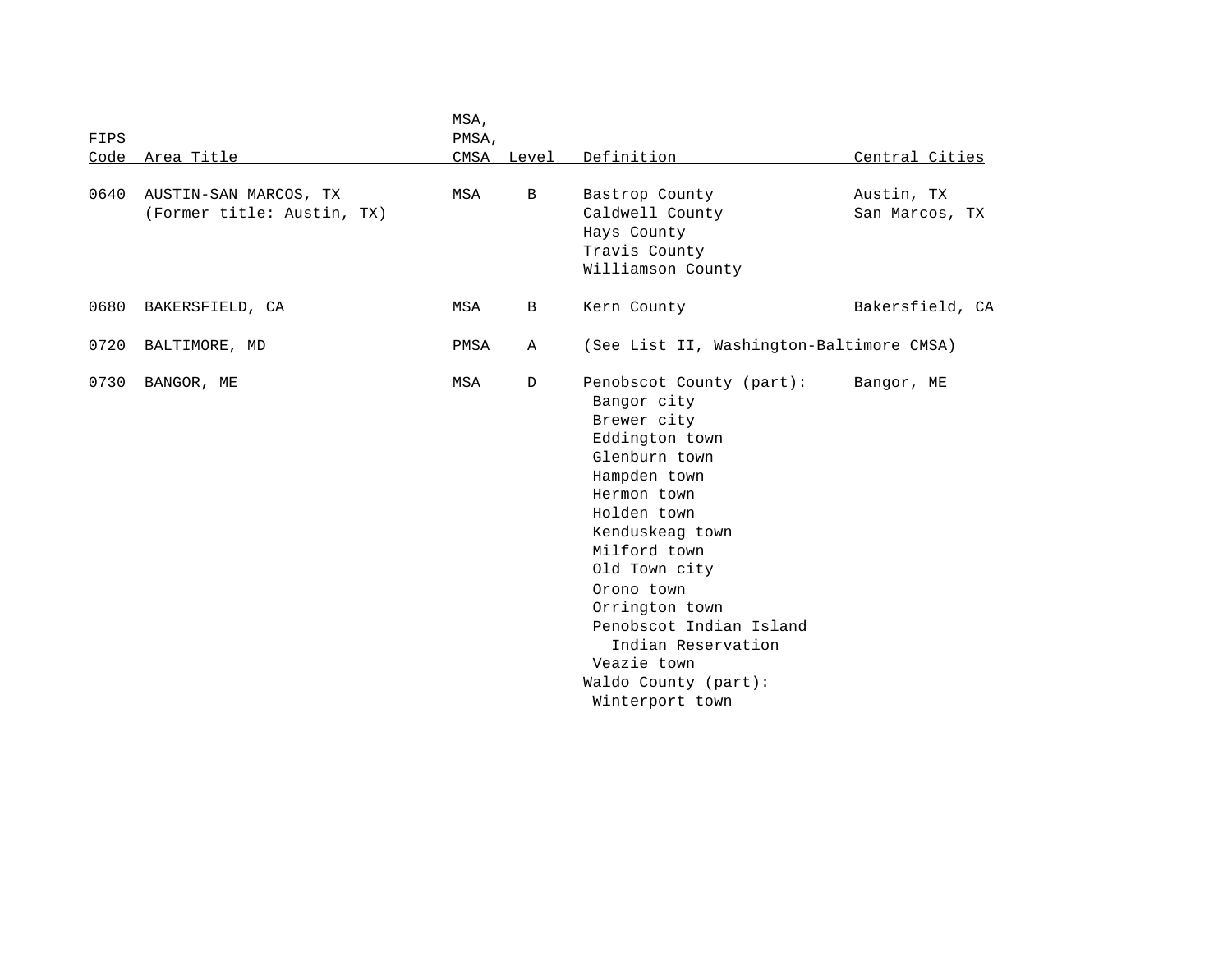| FIPS Code | Area Title | MSA, PMSA, CMSA | Level | Definition | Central Cities |
|---|---|---|---|---|---|
| 0640 | AUSTIN-SAN MARCOS, TX (Former title: Austin, TX) | MSA | B | Bastrop County<br>Caldwell County<br>Hays County<br>Travis County<br>Williamson County | Austin, TX<br>San Marcos, TX |
| 0680 | BAKERSFIELD, CA | MSA | B | Kern County | Bakersfield, CA |
| 0720 | BALTIMORE, MD | PMSA | A | (See List II, Washington-Baltimore CMSA) | |
| 0730 | BANGOR, ME | MSA | D | Penobscot County (part):<br>Bangor city<br>Brewer city<br>Eddington town<br>Glenburn town<br>Hampden town<br>Hermon town<br>Holden town<br>Kenduskeag town<br>Milford town<br>Old Town city<br>Orono town<br>Orrington town<br>Penobscot Indian Island Indian Reservation<br>Veazie town<br>Waldo County (part):<br>Winterport town | Bangor, ME |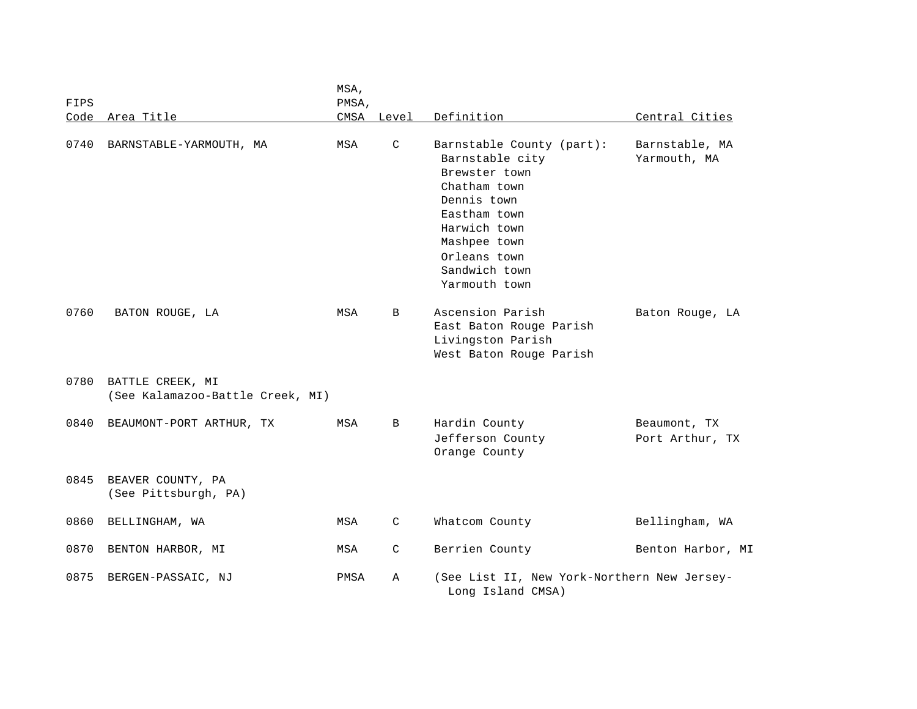| FIPS Code | Area Title | MSA, PMSA, CMSA | Level | Definition | Central Cities |
|---|---|---|---|---|---|
| 0740 | BARNSTABLE-YARMOUTH, MA | MSA | C | Barnstable County (part):<br>Barnstable city<br>Brewster town<br>Chatham town<br>Dennis town<br>Eastham town<br>Harwich town<br>Mashpee town<br>Orleans town<br>Sandwich town<br>Yarmouth town | Barnstable, MA<br>Yarmouth, MA |
| 0760 | BATON ROUGE, LA | MSA | B | Ascension Parish<br>East Baton Rouge Parish<br>Livingston Parish<br>West Baton Rouge Parish | Baton Rouge, LA |
| 0780 | BATTLE CREEK, MI<br>(See Kalamazoo-Battle Creek, MI) | | | | |
| 0840 | BEAUMONT-PORT ARTHUR, TX | MSA | B | Hardin County<br>Jefferson County<br>Orange County | Beaumont, TX<br>Port Arthur, TX |
| 0845 | BEAVER COUNTY, PA<br>(See Pittsburgh, PA) | | | | |
| 0860 | BELLINGHAM, WA | MSA | C | Whatcom County | Bellingham, WA |
| 0870 | BENTON HARBOR, MI | MSA | C | Berrien County | Benton Harbor, MI |
| 0875 | BERGEN-PASSAIC, NJ | PMSA | A | (See List II, New York-Northern New Jersey-Long Island CMSA) | |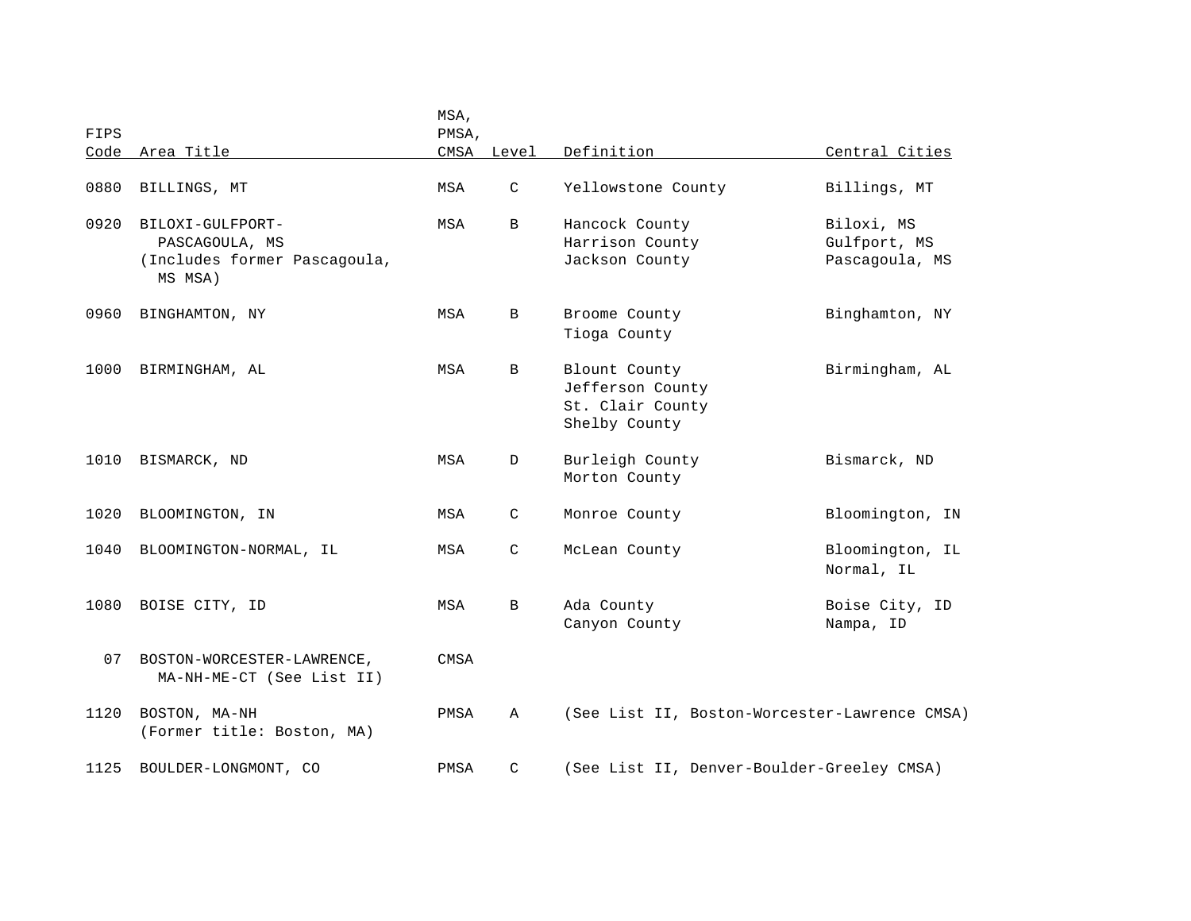| FIPS Code | Area Title | MSA, PMSA, CMSA | Level | Definition | Central Cities |
|---|---|---|---|---|---|
| 0880 | BILLINGS, MT | MSA | C | Yellowstone County | Billings, MT |
| 0920 | BILOXI-GULFPORT-PASCAGOULA, MS (Includes former Pascagoula, MS MSA) | MSA | B | Hancock County<br>Harrison County<br>Jackson County | Biloxi, MS<br>Gulfport, MS<br>Pascagoula, MS |
| 0960 | BINGHAMTON, NY | MSA | B | Broome County<br>Tioga County | Binghamton, NY |
| 1000 | BIRMINGHAM, AL | MSA | B | Blount County<br>Jefferson County<br>St. Clair County<br>Shelby County | Birmingham, AL |
| 1010 | BISMARCK, ND | MSA | D | Burleigh County<br>Morton County | Bismarck, ND |
| 1020 | BLOOMINGTON, IN | MSA | C | Monroe County | Bloomington, IN |
| 1040 | BLOOMINGTON-NORMAL, IL | MSA | C | McLean County | Bloomington, IL<br>Normal, IL |
| 1080 | BOISE CITY, ID | MSA | B | Ada County<br>Canyon County | Boise City, ID<br>Nampa, ID |
| 07 | BOSTON-WORCESTER-LAWRENCE, MA-NH-ME-CT (See List II) | CMSA | | | |
| 1120 | BOSTON, MA-NH (Former title: Boston, MA) | PMSA | A | (See List II, Boston-Worcester-Lawrence CMSA) | |
| 1125 | BOULDER-LONGMONT, CO | PMSA | C | (See List II, Denver-Boulder-Greeley CMSA) | |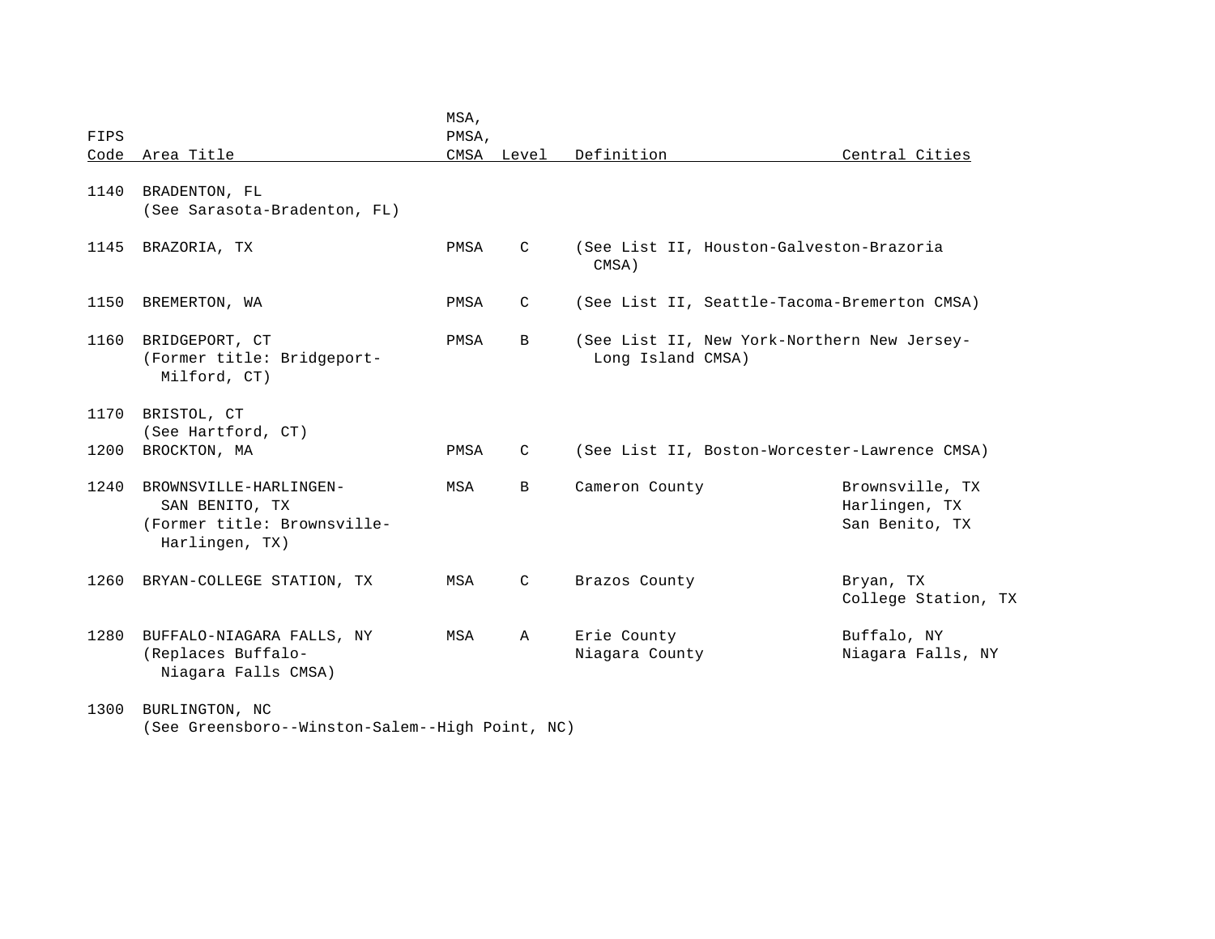| FIPS Code | Area Title | MSA, PMSA, CMSA | Level | Definition | Central Cities |
|---|---|---|---|---|---|
| 1140 | BRADENTON, FL (See Sarasota-Bradenton, FL) | | | | |
| 1145 | BRAZORIA, TX | PMSA | C | (See List II, Houston-Galveston-Brazoria CMSA) | |
| 1150 | BREMERTON, WA | PMSA | C | (See List II, Seattle-Tacoma-Bremerton CMSA) | |
| 1160 | BRIDGEPORT, CT (Former title: Bridgeport-Milford, CT) | PMSA | B | (See List II, New York-Northern New Jersey-Long Island CMSA) | |
| 1170 | BRISTOL, CT (See Hartford, CT) | | | | |
| 1200 | BROCKTON, MA | PMSA | C | (See List II, Boston-Worcester-Lawrence CMSA) | |
| 1240 | BROWNSVILLE-HARLINGEN-SAN BENITO, TX (Former title: Brownsville-Harlingen, TX) | MSA | B | Cameron County | Brownsville, TX<br>Harlingen, TX<br>San Benito, TX |
| 1260 | BRYAN-COLLEGE STATION, TX | MSA | C | Brazos County | Bryan, TX<br>College Station, TX |
| 1280 | BUFFALO-NIAGARA FALLS, NY (Replaces Buffalo-Niagara Falls CMSA) | MSA | A | Erie County<br>Niagara County | Buffalo, NY<br>Niagara Falls, NY |
| 1300 | BURLINGTON, NC (See Greensboro--Winston-Salem--High Point, NC) | | | | |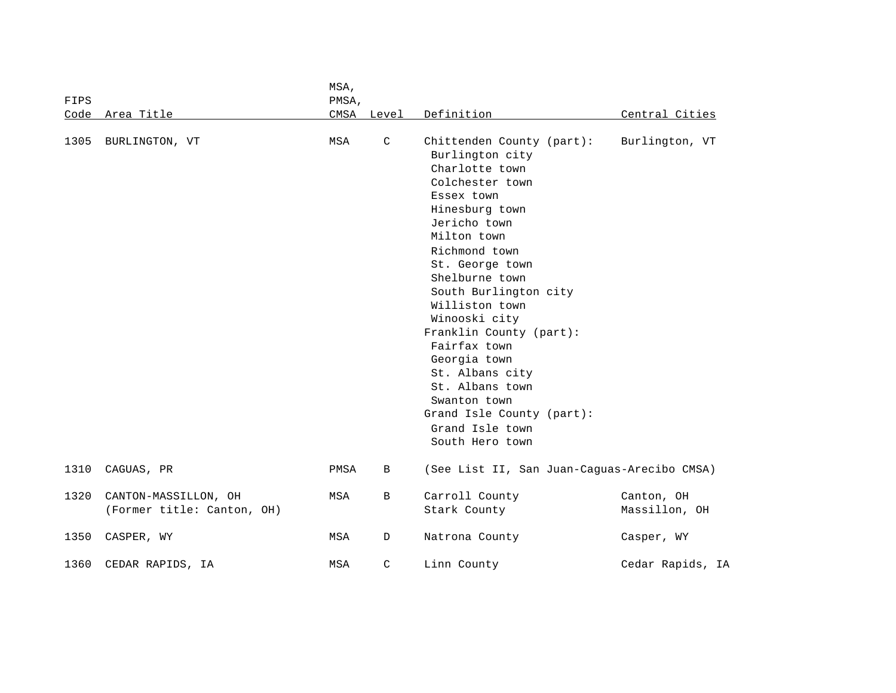| FIPS Code | Area Title | MSA, PMSA, CMSA | Level | Definition | Central Cities |
|---|---|---|---|---|---|
| 1305 | BURLINGTON, VT | MSA | C | Chittenden County (part): | Burlington, VT |
| | | | | Burlington city | |
| | | | | Charlotte town | |
| | | | | Colchester town | |
| | | | | Essex town | |
| | | | | Hinesburg town | |
| | | | | Jericho town | |
| | | | | Milton town | |
| | | | | Richmond town | |
| | | | | St. George town | |
| | | | | Shelburne town | |
| | | | | South Burlington city | |
| | | | | Williston town | |
| | | | | Winooski city | |
| | | | | Franklin County (part): | |
| | | | | Fairfax town | |
| | | | | Georgia town | |
| | | | | St. Albans city | |
| | | | | St. Albans town | |
| | | | | Swanton town | |
| | | | | Grand Isle County (part): | |
| | | | | Grand Isle town | |
| | | | | South Hero town | |
| 1310 | CAGUAS, PR | PMSA | B | (See List II, San Juan-Caguas-Arecibo CMSA) | |
| 1320 | CANTON-MASSILLON, OH | MSA | B | Carroll County | Canton, OH |
| | (Former title: Canton, OH) | | | Stark County | Massillon, OH |
| 1350 | CASPER, WY | MSA | D | Natrona County | Casper, WY |
| 1360 | CEDAR RAPIDS, IA | MSA | C | Linn County | Cedar Rapids, IA |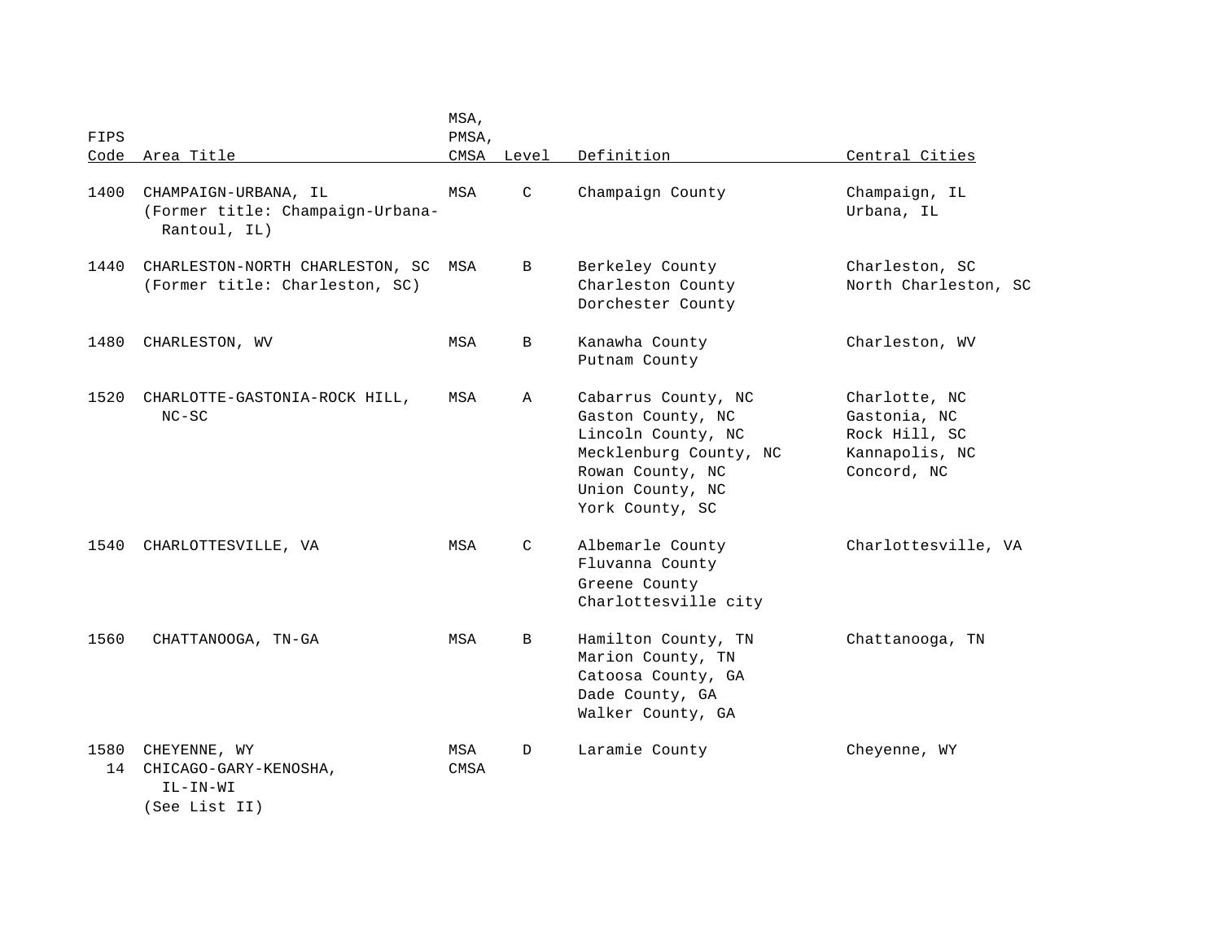| FIPS Code | Area Title | MSA, PMSA, CMSA | Level | Definition | Central Cities |
|---|---|---|---|---|---|
| 1400 | CHAMPAIGN-URBANA, IL (Former title: Champaign-Urbana-Rantoul, IL) | MSA | C | Champaign County | Champaign, IL<br>Urbana, IL |
| 1440 | CHARLESTON-NORTH CHARLESTON, SC (Former title: Charleston, SC) | MSA | B | Berkeley County<br>Charleston County<br>Dorchester County | Charleston, SC<br>North Charleston, SC |
| 1480 | CHARLESTON, WV | MSA | B | Kanawha County<br>Putnam County | Charleston, WV |
| 1520 | CHARLOTTE-GASTONIA-ROCK HILL, NC-SC | MSA | A | Cabarrus County, NC<br>Gaston County, NC<br>Lincoln County, NC<br>Mecklenburg County, NC<br>Rowan County, NC<br>Union County, NC<br>York County, SC | Charlotte, NC<br>Gastonia, NC<br>Rock Hill, SC<br>Kannapolis, NC<br>Concord, NC |
| 1540 | CHARLOTTESVILLE, VA | MSA | C | Albemarle County<br>Fluvanna County<br>Greene County<br>Charlottesville city | Charlottesville, VA |
| 1560 | CHATTANOOGA, TN-GA | MSA | B | Hamilton County, TN<br>Marion County, TN<br>Catoosa County, GA<br>Dade County, GA<br>Walker County, GA | Chattanooga, TN |
| 1580 | CHEYENNE, WY | MSA | D | Laramie County | Cheyenne, WY |
| 14 | CHICAGO-GARY-KENOSHA, IL-IN-WI (See List II) | CMSA | | | |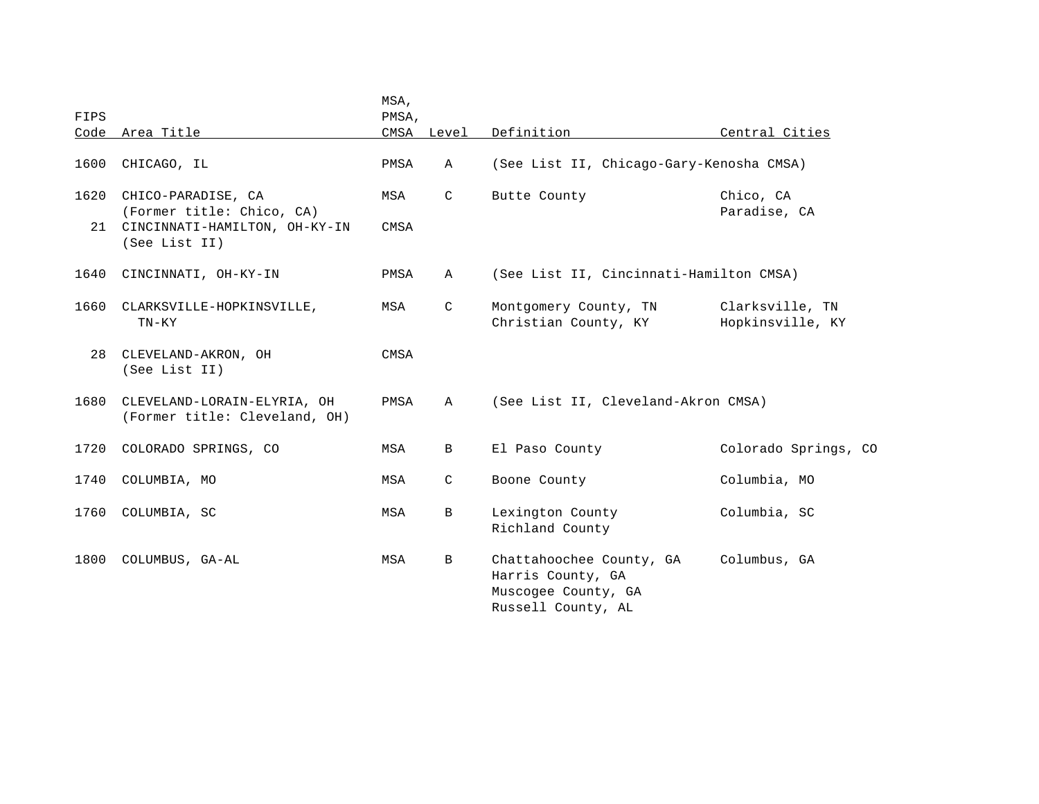| FIPS Code | Area Title | MSA, PMSA, CMSA | Level | Definition | Central Cities |
| --- | --- | --- | --- | --- | --- |
| 1600 | CHICAGO, IL | PMSA | A | (See List II, Chicago-Gary-Kenosha CMSA) | |
| 1620 | CHICO-PARADISE, CA (Former title: Chico, CA) | MSA | C | Butte County | Chico, CA<br>Paradise, CA |
| 21 | CINCINNATI-HAMILTON, OH-KY-IN (See List II) | CMSA | | | |
| 1640 | CINCINNATI, OH-KY-IN | PMSA | A | (See List II, Cincinnati-Hamilton CMSA) | |
| 1660 | CLARKSVILLE-HOPKINSVILLE, TN-KY | MSA | C | Montgomery County, TN<br>Christian County, KY | Clarksville, TN<br>Hopkinsville, KY |
| 28 | CLEVELAND-AKRON, OH (See List II) | CMSA | | | |
| 1680 | CLEVELAND-LORAIN-ELYRIA, OH (Former title: Cleveland, OH) | PMSA | A | (See List II, Cleveland-Akron CMSA) | |
| 1720 | COLORADO SPRINGS, CO | MSA | B | El Paso County | Colorado Springs, CO |
| 1740 | COLUMBIA, MO | MSA | C | Boone County | Columbia, MO |
| 1760 | COLUMBIA, SC | MSA | B | Lexington County<br>Richland County | Columbia, SC |
| 1800 | COLUMBUS, GA-AL | MSA | B | Chattahoochee County, GA<br>Harris County, GA<br>Muscogee County, GA<br>Russell County, AL | Columbus, GA |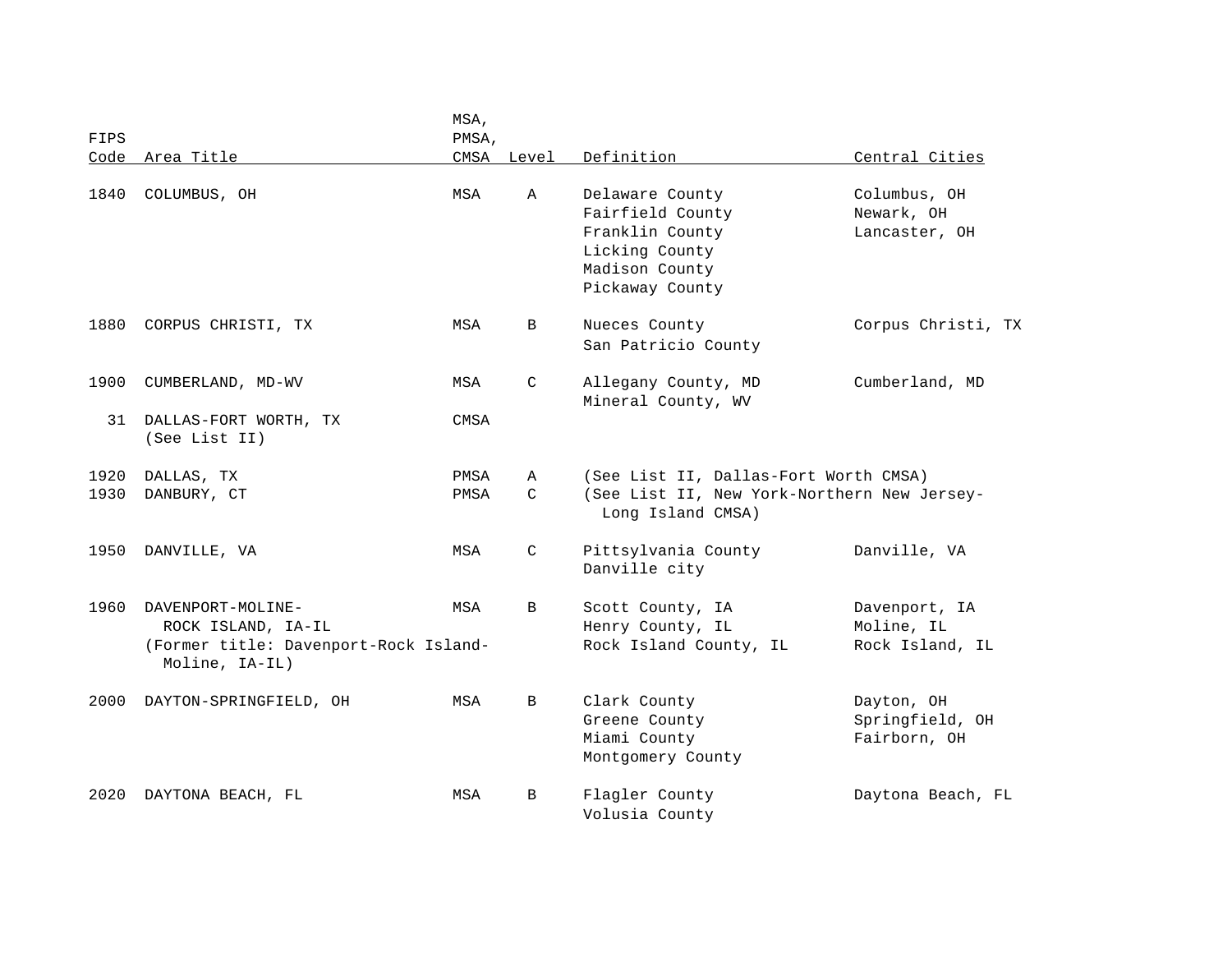| FIPS Code | Area Title | MSA, PMSA, CMSA | Level | Definition | Central Cities |
|---|---|---|---|---|---|
| 1840 | COLUMBUS, OH | MSA | A | Delaware County<br>Fairfield County<br>Franklin County<br>Licking County<br>Madison County<br>Pickaway County | Columbus, OH<br>Newark, OH<br>Lancaster, OH |
| 1880 | CORPUS CHRISTI, TX | MSA | B | Nueces County<br>San Patricio County | Corpus Christi, TX |
| 1900 | CUMBERLAND, MD-WV | MSA | C | Allegany County, MD<br>Mineral County, WV | Cumberland, MD |
| 31 | DALLAS-FORT WORTH, TX<br>(See List II) | CMSA | | | |
| 1920 | DALLAS, TX | PMSA | A | (See List II, Dallas-Fort Worth CMSA) | |
| 1930 | DANBURY, CT | PMSA | C | (See List II, New York-Northern New Jersey-Long Island CMSA) | |
| 1950 | DANVILLE, VA | MSA | C | Pittsylvania County<br>Danville city | Danville, VA |
| 1960 | DAVENPORT-MOLINE-ROCK ISLAND, IA-IL<br>(Former title: Davenport-Rock Island-Moline, IA-IL) | MSA | B | Scott County, IA<br>Henry County, IL<br>Rock Island County, IL | Davenport, IA<br>Moline, IL<br>Rock Island, IL |
| 2000 | DAYTON-SPRINGFIELD, OH | MSA | B | Clark County<br>Greene County<br>Miami County<br>Montgomery County | Dayton, OH<br>Springfield, OH<br>Fairborn, OH |
| 2020 | DAYTONA BEACH, FL | MSA | B | Flagler County<br>Volusia County | Daytona Beach, FL |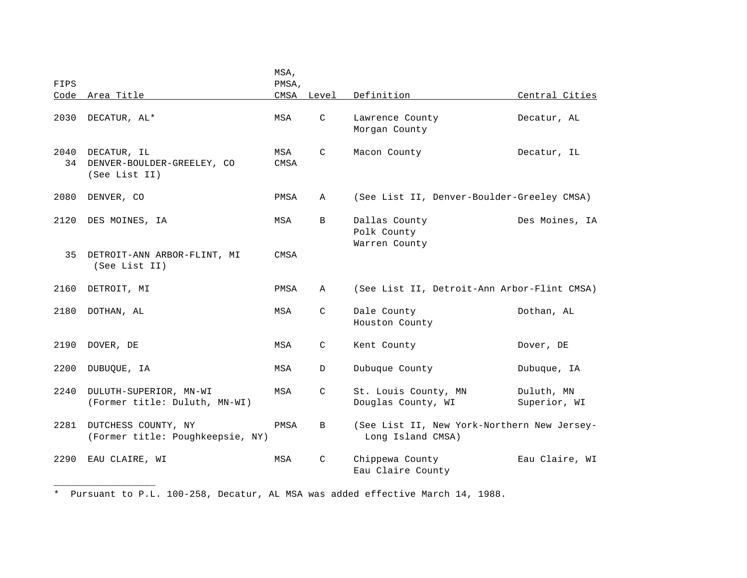| FIPS Code | Area Title | MSA, PMSA, CMSA | Level | Definition | Central Cities |
|---|---|---|---|---|---|
| 2030 | DECATUR, AL* | MSA | C | Lawrence County<br>Morgan County | Decatur, AL |
| 2040 | DECATUR, IL | MSA | C | Macon County | Decatur, IL |
| 34 | DENVER-BOULDER-GREELEY, CO (See List II) | CMSA | | | |
| 2080 | DENVER, CO | PMSA | A | (See List II, Denver-Boulder-Greeley CMSA) | |
| 2120 | DES MOINES, IA | MSA | B | Dallas County<br>Polk County<br>Warren County | Des Moines, IA |
| 35 | DETROIT-ANN ARBOR-FLINT, MI (See List II) | CMSA | | | |
| 2160 | DETROIT, MI | PMSA | A | (See List II, Detroit-Ann Arbor-Flint CMSA) | |
| 2180 | DOTHAN, AL | MSA | C | Dale County<br>Houston County | Dothan, AL |
| 2190 | DOVER, DE | MSA | C | Kent County | Dover, DE |
| 2200 | DUBUQUE, IA | MSA | D | Dubuque County | Dubuque, IA |
| 2240 | DULUTH-SUPERIOR, MN-WI (Former title: Duluth, MN-WI) | MSA | C | St. Louis County, MN<br>Douglas County, WI | Duluth, MN<br>Superior, WI |
| 2281 | DUTCHESS COUNTY, NY (Former title: Poughkeepsie, NY) | PMSA | B | (See List II, New York-Northern New Jersey-Long Island CMSA) | |
| 2290 | EAU CLAIRE, WI | MSA | C | Chippewa County<br>Eau Claire County | Eau Claire, WI |

___________________

* Pursuant to P.L. 100-258, Decatur, AL MSA was added effective March 14, 1988.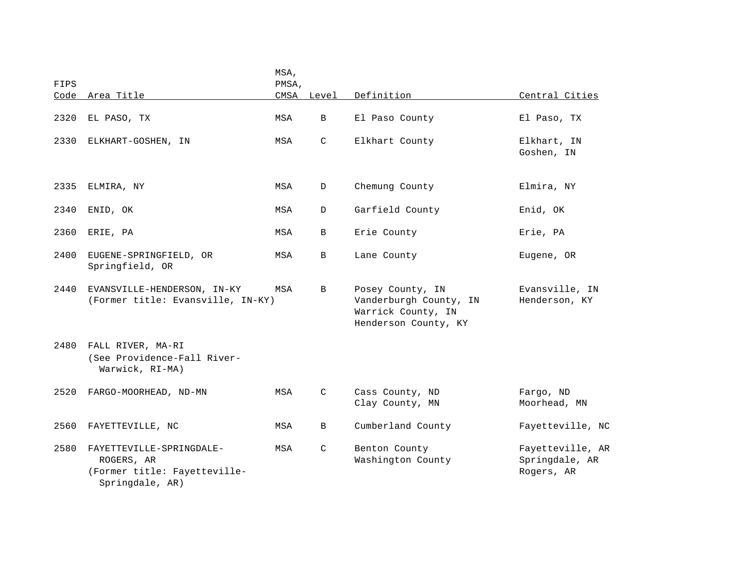| FIPS Code | Area Title | MSA, PMSA, CMSA | Level | Definition | Central Cities |
|---|---|---|---|---|---|
| 2320 | EL PASO, TX | MSA | B | El Paso County | El Paso, TX |
| 2330 | ELKHART-GOSHEN, IN | MSA | C | Elkhart County | Elkhart, IN<br>Goshen, IN |
| 2335 | ELMIRA, NY | MSA | D | Chemung County | Elmira, NY |
| 2340 | ENID, OK | MSA | D | Garfield County | Enid, OK |
| 2360 | ERIE, PA | MSA | B | Erie County | Erie, PA |
| 2400 | EUGENE-SPRINGFIELD, OR<br>Springfield, OR | MSA | B | Lane County | Eugene, OR |
| 2440 | EVANSVILLE-HENDERSON, IN-KY<br>(Former title: Evansville, IN-KY) | MSA | B | Posey County, IN<br>Vanderburgh County, IN<br>Warrick County, IN<br>Henderson County, KY | Evansville, IN<br>Henderson, KY |
| 2480 | FALL RIVER, MA-RI<br>(See Providence-Fall River-Warwick, RI-MA) | | | | |
| 2520 | FARGO-MOORHEAD, ND-MN | MSA | C | Cass County, ND<br>Clay County, MN | Fargo, ND<br>Moorhead, MN |
| 2560 | FAYETTEVILLE, NC | MSA | B | Cumberland County | Fayetteville, NC |
| 2580 | FAYETTEVILLE-SPRINGDALE-ROGERS, AR<br>(Former title: Fayetteville-Springdale, AR) | MSA | C | Benton County<br>Washington County | Fayetteville, AR<br>Springdale, AR<br>Rogers, AR |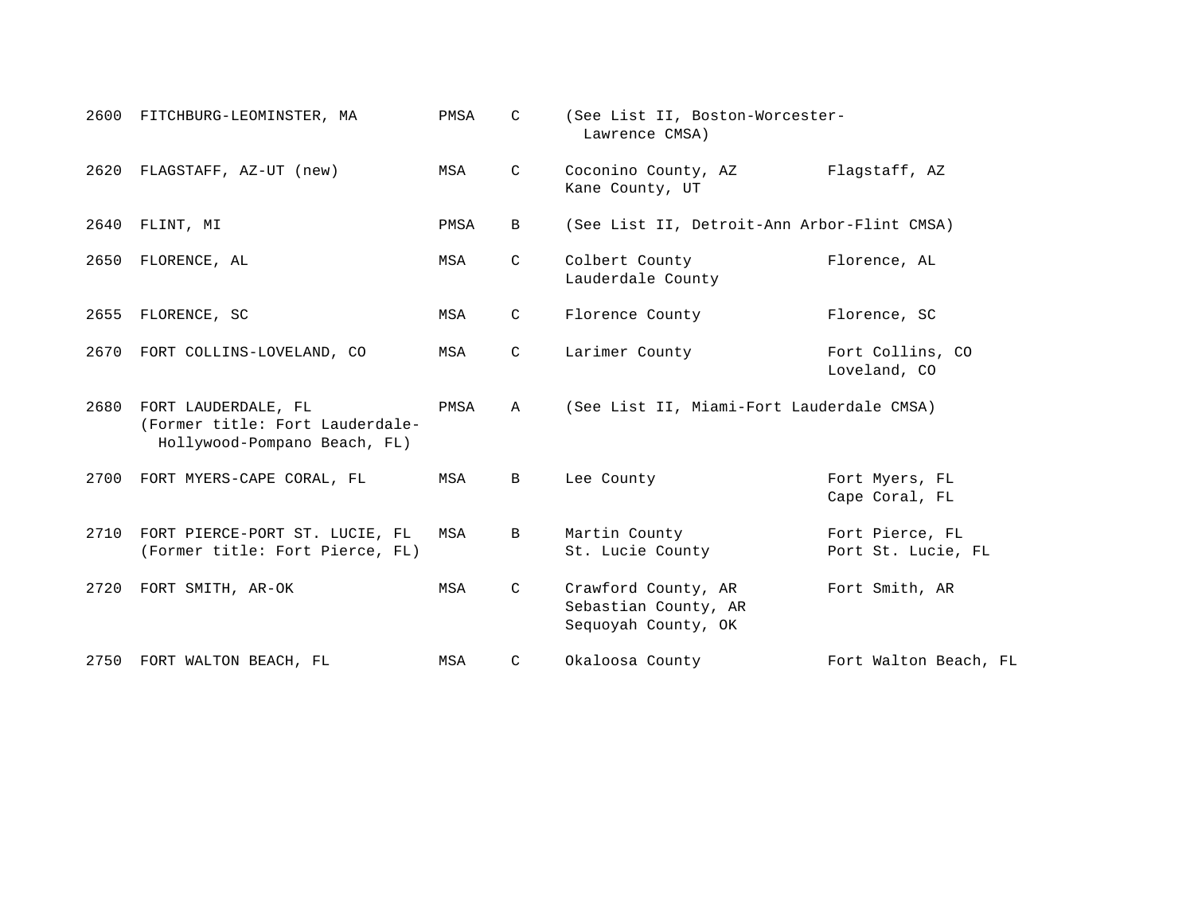| | | | | | |
|---|---|---|---|---|---|
| 2600 | FITCHBURG-LEOMINSTER, MA | PMSA | C | (See List II, Boston-Worcester-Lawrence CMSA) | |
| 2620 | FLAGSTAFF, AZ-UT (new) | MSA | C | Coconino County, AZ<br>Kane County, UT | Flagstaff, AZ |
| 2640 | FLINT, MI | PMSA | B | (See List II, Detroit-Ann Arbor-Flint CMSA) | |
| 2650 | FLORENCE, AL | MSA | C | Colbert County<br>Lauderdale County | Florence, AL |
| 2655 | FLORENCE, SC | MSA | C | Florence County | Florence, SC |
| 2670 | FORT COLLINS-LOVELAND, CO | MSA | C | Larimer County | Fort Collins, CO<br>Loveland, CO |
| 2680 | FORT LAUDERDALE, FL<br>(Former title: Fort Lauderdale-Hollywood-Pompano Beach, FL) | PMSA | A | (See List II, Miami-Fort Lauderdale CMSA) | |
| 2700 | FORT MYERS-CAPE CORAL, FL | MSA | B | Lee County | Fort Myers, FL<br>Cape Coral, FL |
| 2710 | FORT PIERCE-PORT ST. LUCIE, FL<br>(Former title: Fort Pierce, FL) | MSA | B | Martin County<br>St. Lucie County | Fort Pierce, FL<br>Port St. Lucie, FL |
| 2720 | FORT SMITH, AR-OK | MSA | C | Crawford County, AR<br>Sebastian County, AR<br>Sequoyah County, OK | Fort Smith, AR |
| 2750 | FORT WALTON BEACH, FL | MSA | C | Okaloosa County | Fort Walton Beach, FL |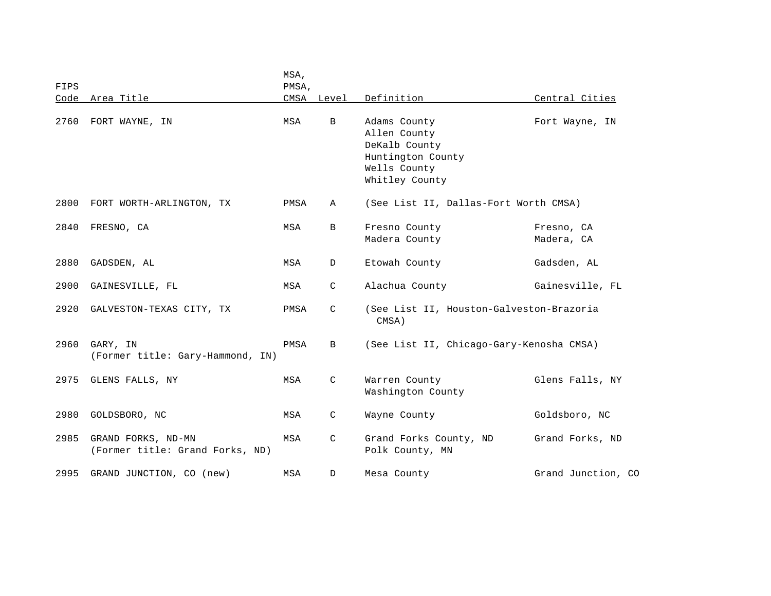| FIPS Code | Area Title | MSA, PMSA, CMSA | Level | Definition | Central Cities |
|---|---|---|---|---|---|
| 2760 | FORT WAYNE, IN | MSA | B | Adams County<br>Allen County<br>DeKalb County<br>Huntington County<br>Wells County<br>Whitley County | Fort Wayne, IN |
| 2800 | FORT WORTH-ARLINGTON, TX | PMSA | A | (See List II, Dallas-Fort Worth CMSA) | |
| 2840 | FRESNO, CA | MSA | B | Fresno County<br>Madera County | Fresno, CA<br>Madera, CA |
| 2880 | GADSDEN, AL | MSA | D | Etowah County | Gadsden, AL |
| 2900 | GAINESVILLE, FL | MSA | C | Alachua County | Gainesville, FL |
| 2920 | GALVESTON-TEXAS CITY, TX | PMSA | C | (See List II, Houston-Galveston-Brazoria CMSA) | |
| 2960 | GARY, IN<br>(Former title: Gary-Hammond, IN) | PMSA | B | (See List II, Chicago-Gary-Kenosha CMSA) | |
| 2975 | GLENS FALLS, NY | MSA | C | Warren County<br>Washington County | Glens Falls, NY |
| 2980 | GOLDSBORO, NC | MSA | C | Wayne County | Goldsboro, NC |
| 2985 | GRAND FORKS, ND-MN<br>(Former title: Grand Forks, ND) | MSA | C | Grand Forks County, ND<br>Polk County, MN | Grand Forks, ND |
| 2995 | GRAND JUNCTION, CO (new) | MSA | D | Mesa County | Grand Junction, CO |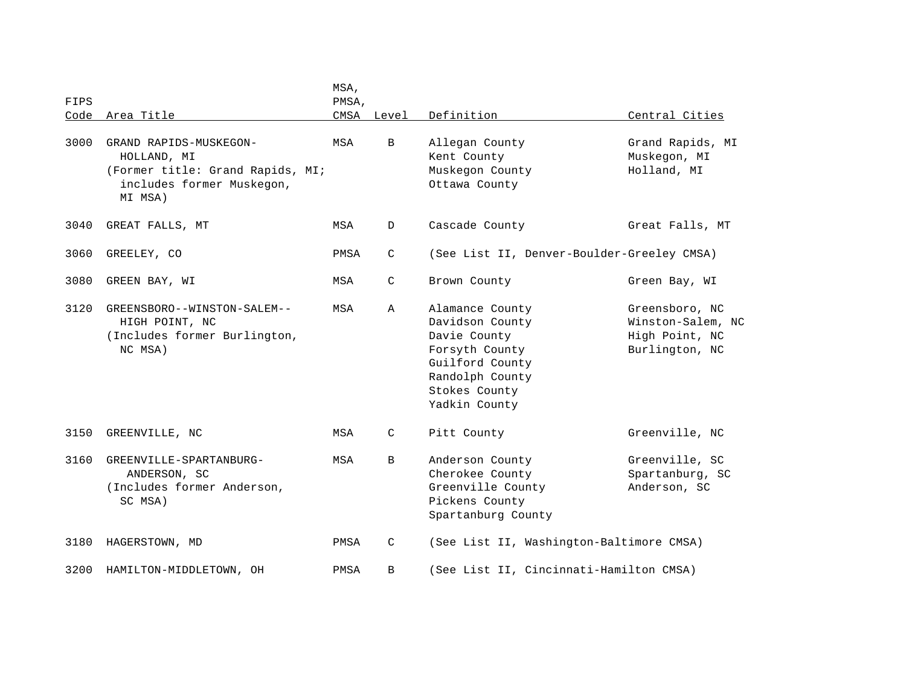| FIPS Code | Area Title | MSA, PMSA, CMSA | Level | Definition | Central Cities |
|---|---|---|---|---|---|
| 3000 | GRAND RAPIDS-MUSKEGON-HOLLAND, MI (Former title: Grand Rapids, MI; includes former Muskegon, MI MSA) | MSA | B | Allegan County<br>Kent County<br>Muskegon County<br>Ottawa County | Grand Rapids, MI<br>Muskegon, MI<br>Holland, MI |
| 3040 | GREAT FALLS, MT | MSA | D | Cascade County | Great Falls, MT |
| 3060 | GREELEY, CO | PMSA | C | (See List II, Denver-Boulder-Greeley CMSA) | |
| 3080 | GREEN BAY, WI | MSA | C | Brown County | Green Bay, WI |
| 3120 | GREENSBORO--WINSTON-SALEM--HIGH POINT, NC (Includes former Burlington, NC MSA) | MSA | A | Alamance County<br>Davidson County<br>Davie County<br>Forsyth County<br>Guilford County<br>Randolph County<br>Stokes County<br>Yadkin County | Greensboro, NC<br>Winston-Salem, NC<br>High Point, NC<br>Burlington, NC |
| 3150 | GREENVILLE, NC | MSA | C | Pitt County | Greenville, NC |
| 3160 | GREENVILLE-SPARTANBURG-ANDERSON, SC (Includes former Anderson, SC MSA) | MSA | B | Anderson County<br>Cherokee County<br>Greenville County<br>Pickens County<br>Spartanburg County | Greenville, SC<br>Spartanburg, SC<br>Anderson, SC |
| 3180 | HAGERSTOWN, MD | PMSA | C | (See List II, Washington-Baltimore CMSA) | |
| 3200 | HAMILTON-MIDDLETOWN, OH | PMSA | B | (See List II, Cincinnati-Hamilton CMSA) | |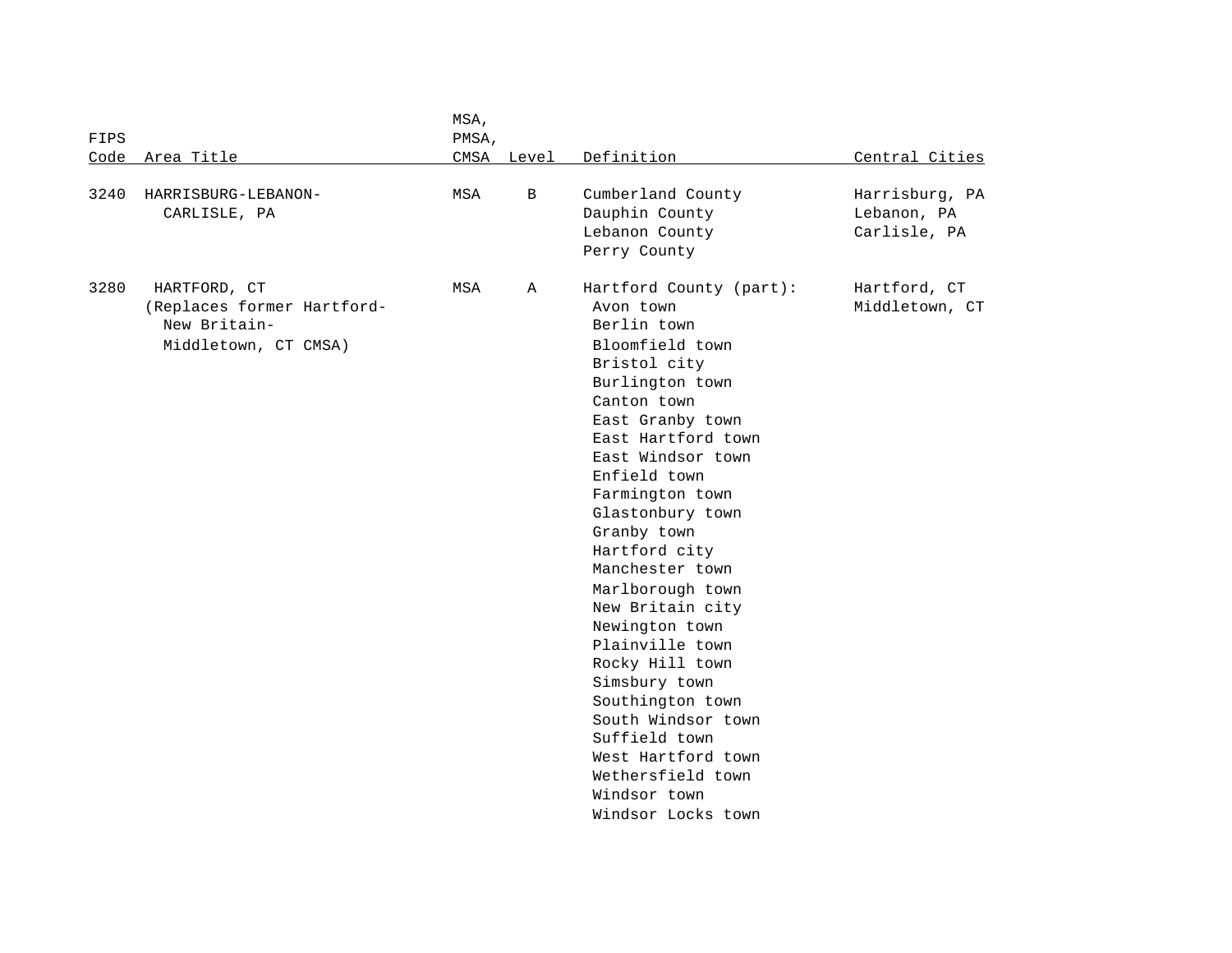| FIPS Code | Area Title | MSA, PMSA, CMSA | Level | Definition | Central Cities |
|---|---|---|---|---|---|
| 3240 | HARRISBURG-LEBANON-CARLISLE, PA | MSA | B | Cumberland County<br>Dauphin County<br>Lebanon County<br>Perry County | Harrisburg, PA<br>Lebanon, PA<br>Carlisle, PA |
| 3280 | HARTFORD, CT<br>(Replaces former Hartford-New Britain-Middletown, CT CMSA) | MSA | A | Hartford County (part):<br>Avon town<br>Berlin town<br>Bloomfield town<br>Bristol city<br>Burlington town<br>Canton town<br>East Granby town<br>East Hartford town<br>East Windsor town<br>Enfield town<br>Farmington town<br>Glastonbury town<br>Granby town<br>Hartford city<br>Manchester town<br>Marlborough town<br>New Britain city<br>Newington town<br>Plainville town<br>Rocky Hill town<br>Simsbury town<br>Southington town<br>South Windsor town<br>Suffield town<br>West Hartford town<br>Wethersfield town<br>Windsor town<br>Windsor Locks town | Hartford, CT<br>Middletown, CT |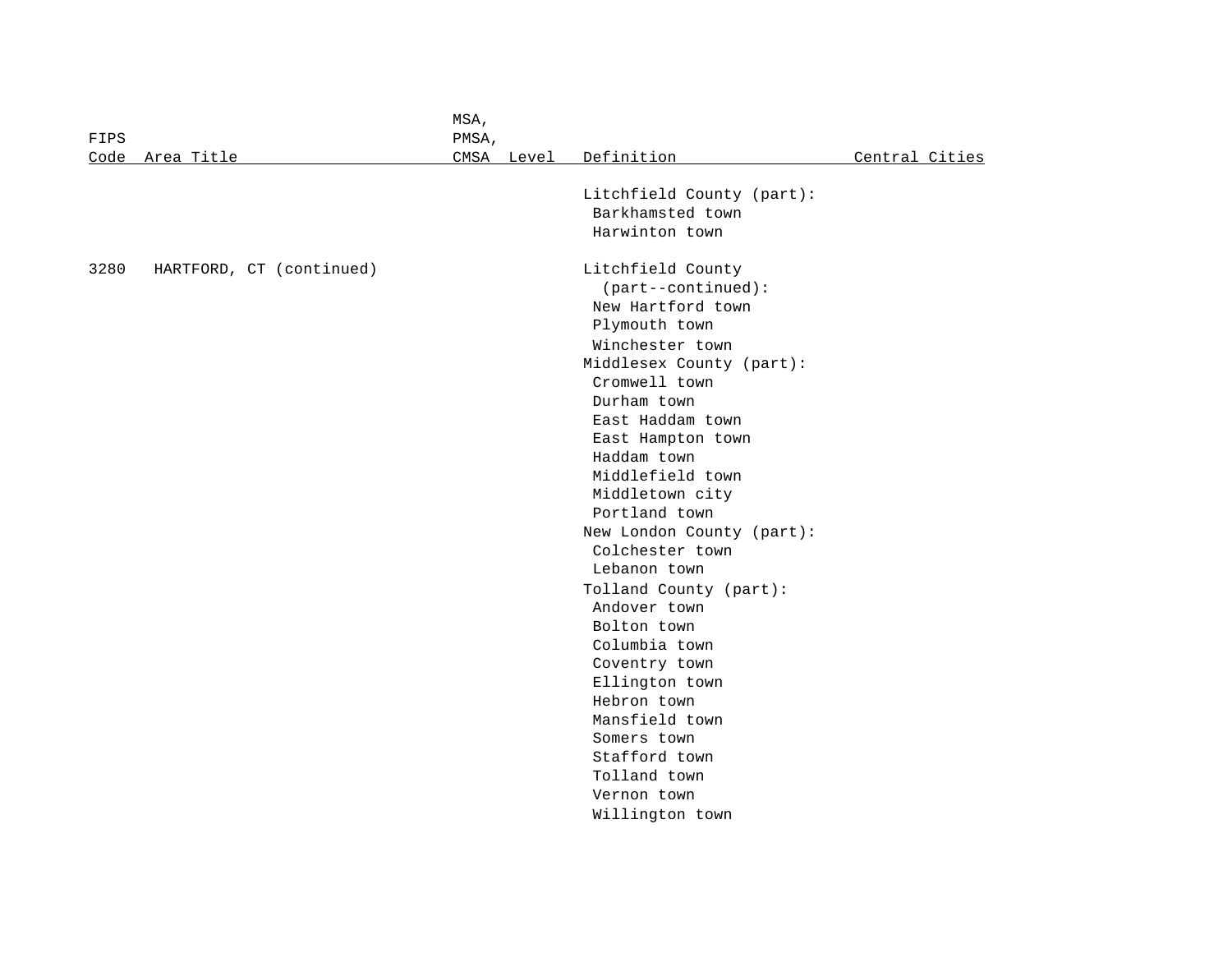| FIPS Code | Area Title | MSA, PMSA, CMSA | Level | Definition | Central Cities |
|---|---|---|---|---|---|
| | | | | Litchfield County (part): | |
| | | | | Barkhamsted town | |
| | | | | Harwinton town | |
| | | | | | |
| 3280 | HARTFORD, CT (continued) | | | Litchfield County (part--continued): | |
| | | | | New Hartford town | |
| | | | | Plymouth town | |
| | | | | Winchester town | |
| | | | | Middlesex County (part): | |
| | | | | Cromwell town | |
| | | | | Durham town | |
| | | | | East Haddam town | |
| | | | | East Hampton town | |
| | | | | Haddam town | |
| | | | | Middlefield town | |
| | | | | Middletown city | |
| | | | | Portland town | |
| | | | | New London County (part): | |
| | | | | Colchester town | |
| | | | | Lebanon town | |
| | | | | Tolland County (part): | |
| | | | | Andover town | |
| | | | | Bolton town | |
| | | | | Columbia town | |
| | | | | Coventry town | |
| | | | | Ellington town | |
| | | | | Hebron town | |
| | | | | Mansfield town | |
| | | | | Somers town | |
| | | | | Stafford town | |
| | | | | Tolland town | |
| | | | | Vernon town | |
| | | | | Willington town | |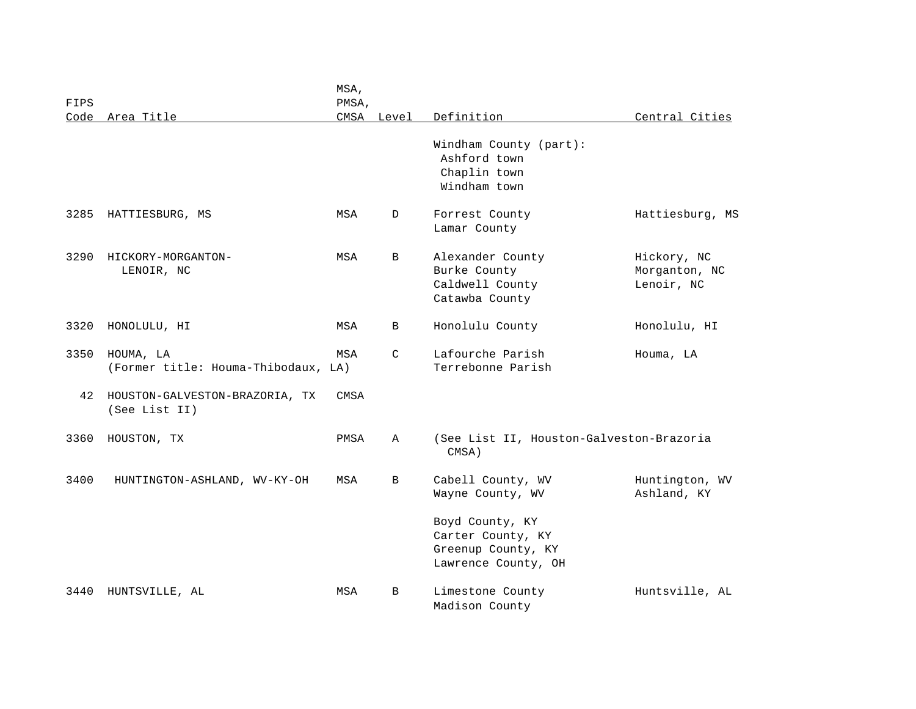| FIPS Code | Area Title | MSA, PMSA, CMSA | Level | Definition | Central Cities |
|---|---|---|---|---|---|
| | | | | Windham County (part): | |
| | | | | Ashford town | |
| | | | | Chaplin town | |
| | | | | Windham town | |
| 3285 | HATTIESBURG, MS | MSA | D | Forrest County | Hattiesburg, MS |
| | | | | Lamar County | |
| 3290 | HICKORY-MORGANTON-LENOIR, NC | MSA | B | Alexander County | Hickory, NC |
| | | | | Burke County | Morganton, NC |
| | | | | Caldwell County | Lenoir, NC |
| | | | | Catawba County | |
| 3320 | HONOLULU, HI | MSA | B | Honolulu County | Honolulu, HI |
| 3350 | HOUMA, LA | MSA | C | Lafourche Parish | Houma, LA |
| | (Former title: Houma-Thibodaux, LA) | | | Terrebonne Parish | |
| 42 | HOUSTON-GALVESTON-BRAZORIA, TX (See List II) | CMSA | | | |
| 3360 | HOUSTON, TX | PMSA | A | (See List II, Houston-Galveston-Brazoria CMSA) | |
| 3400 | HUNTINGTON-ASHLAND, WV-KY-OH | MSA | B | Cabell County, WV | Huntington, WV |
| | | | | Wayne County, WV | Ashland, KY |
| | | | | Boyd County, KY | |
| | | | | Carter County, KY | |
| | | | | Greenup County, KY | |
| | | | | Lawrence County, OH | |
| 3440 | HUNTSVILLE, AL | MSA | B | Limestone County | Huntsville, AL |
| | | | | Madison County | |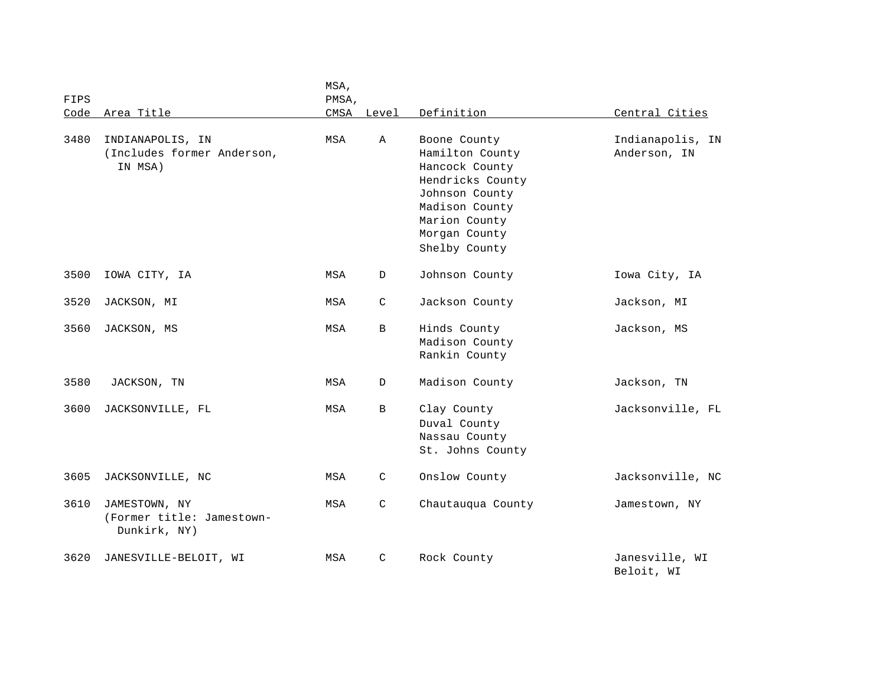| FIPS Code | Area Title | MSA, PMSA, CMSA | Level | Definition | Central Cities |
|---|---|---|---|---|---|
| 3480 | INDIANAPOLIS, IN (Includes former Anderson, IN MSA) | MSA | A | Boone County<br>Hamilton County<br>Hancock County<br>Hendricks County<br>Johnson County<br>Madison County<br>Marion County<br>Morgan County<br>Shelby County | Indianapolis, IN<br>Anderson, IN |
| 3500 | IOWA CITY, IA | MSA | D | Johnson County | Iowa City, IA |
| 3520 | JACKSON, MI | MSA | C | Jackson County | Jackson, MI |
| 3560 | JACKSON, MS | MSA | B | Hinds County<br>Madison County<br>Rankin County | Jackson, MS |
| 3580 | JACKSON, TN | MSA | D | Madison County | Jackson, TN |
| 3600 | JACKSONVILLE, FL | MSA | B | Clay County<br>Duval County<br>Nassau County<br>St. Johns County | Jacksonville, FL |
| 3605 | JACKSONVILLE, NC | MSA | C | Onslow County | Jacksonville, NC |
| 3610 | JAMESTOWN, NY (Former title: Jamestown-Dunkirk, NY) | MSA | C | Chautauqua County | Jamestown, NY |
| 3620 | JANESVILLE-BELOIT, WI | MSA | C | Rock County | Janesville, WI<br>Beloit, WI |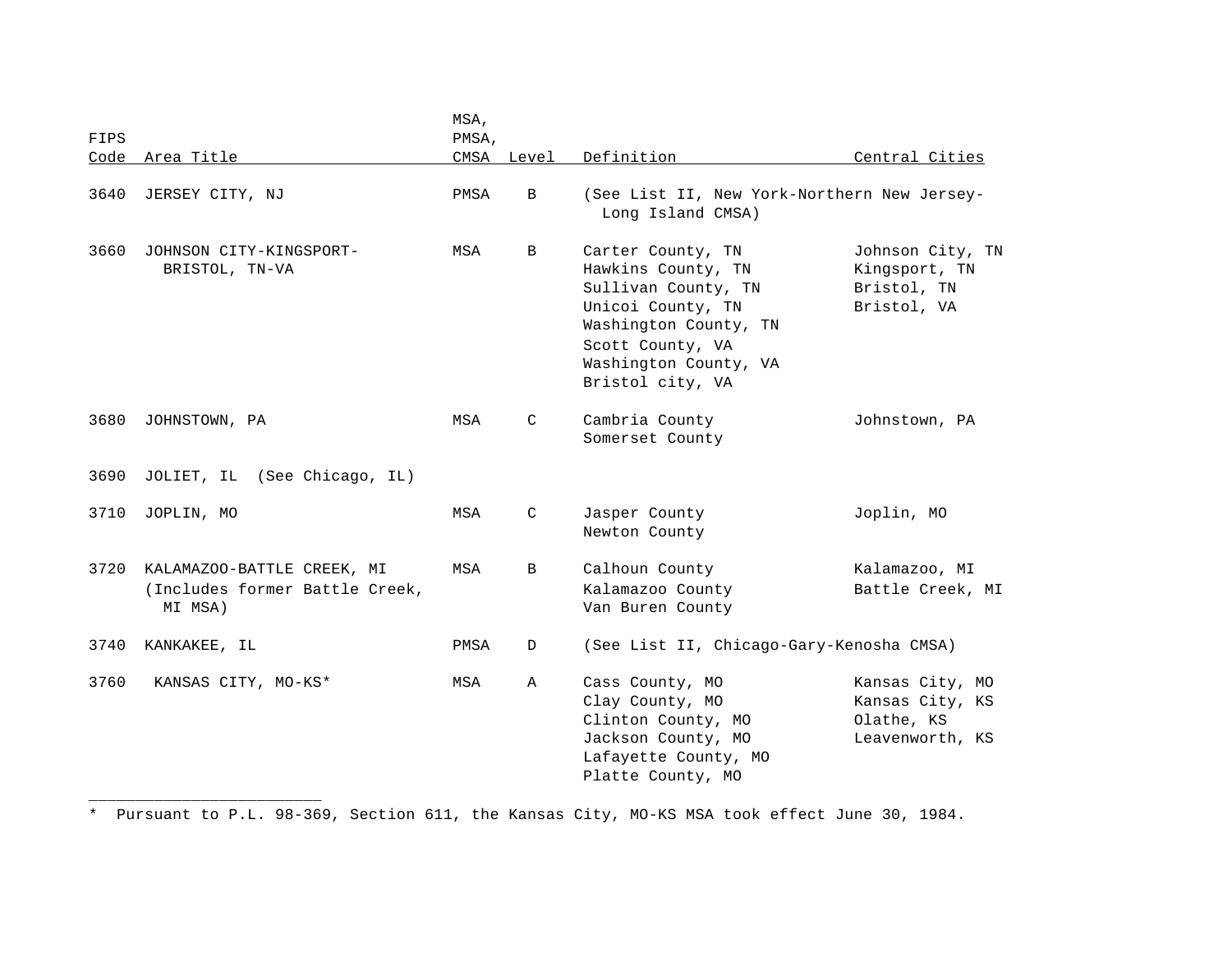| FIPS Code | Area Title | MSA, PMSA, CMSA | Level | Definition | Central Cities |
|---|---|---|---|---|---|
| 3640 | JERSEY CITY, NJ | PMSA | B | (See List II, New York-Northern New Jersey-Long Island CMSA) | |
| 3660 | JOHNSON CITY-KINGSPORT-BRISTOL, TN-VA | MSA | B | Carter County, TN<br>Hawkins County, TN<br>Sullivan County, TN<br>Unicoi County, TN<br>Washington County, TN<br>Scott County, VA<br>Washington County, VA<br>Bristol city, VA | Johnson City, TN<br>Kingsport, TN<br>Bristol, TN<br>Bristol, VA |
| 3680 | JOHNSTOWN, PA | MSA | C | Cambria County<br>Somerset County | Johnstown, PA |
| 3690 | JOLIET, IL (See Chicago, IL) | | | | |
| 3710 | JOPLIN, MO | MSA | C | Jasper County<br>Newton County | Joplin, MO |
| 3720 | KALAMAZOO-BATTLE CREEK, MI (Includes former Battle Creek, MI MSA) | MSA | B | Calhoun County<br>Kalamazoo County<br>Van Buren County | Kalamazoo, MI<br>Battle Creek, MI |
| 3740 | KANKAKEE, IL | PMSA | D | (See List II, Chicago-Gary-Kenosha CMSA) | |
| 3760 | KANSAS CITY, MO-KS* | MSA | A | Cass County, MO<br>Clay County, MO<br>Clinton County, MO<br>Jackson County, MO<br>Lafayette County, MO<br>Platte County, MO | Kansas City, MO<br>Kansas City, KS<br>Olathe, KS<br>Leavenworth, KS |

---

* Pursuant to P.L. 98-369, Section 611, the Kansas City, MO-KS MSA took effect June 30, 1984.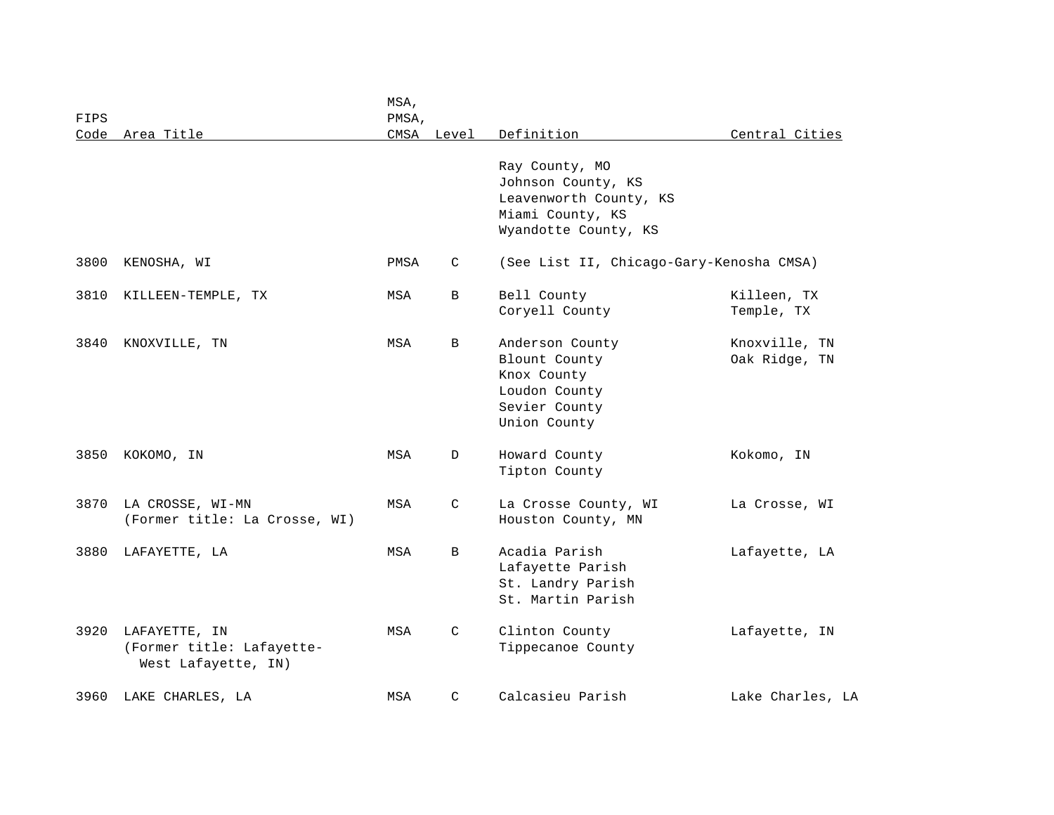| FIPS Code | Area Title | MSA, PMSA, CMSA | Level | Definition | Central Cities |
|---|---|---|---|---|---|
| | | | | Ray County, MO | |
| | | | | Johnson County, KS | |
| | | | | Leavenworth County, KS | |
| | | | | Miami County, KS | |
| | | | | Wyandotte County, KS | |
| 3800 | KENOSHA, WI | PMSA | C | (See List II, Chicago-Gary-Kenosha CMSA) | |
| 3810 | KILLEEN-TEMPLE, TX | MSA | B | Bell County | Killeen, TX |
| | | | | Coryell County | Temple, TX |
| 3840 | KNOXVILLE, TN | MSA | B | Anderson County | Knoxville, TN |
| | | | | Blount County | Oak Ridge, TN |
| | | | | Knox County | |
| | | | | Loudon County | |
| | | | | Sevier County | |
| | | | | Union County | |
| 3850 | KOKOMO, IN | MSA | D | Howard County | Kokomo, IN |
| | | | | Tipton County | |
| 3870 | LA CROSSE, WI-MN (Former title: La Crosse, WI) | MSA | C | La Crosse County, WI | La Crosse, WI |
| | | | | Houston County, MN | |
| 3880 | LAFAYETTE, LA | MSA | B | Acadia Parish | Lafayette, LA |
| | | | | Lafayette Parish | |
| | | | | St. Landry Parish | |
| | | | | St. Martin Parish | |
| 3920 | LAFAYETTE, IN (Former title: Lafayette-West Lafayette, IN) | MSA | C | Clinton County | Lafayette, IN |
| | | | | Tippecanoe County | |
| 3960 | LAKE CHARLES, LA | MSA | C | Calcasieu Parish | Lake Charles, LA |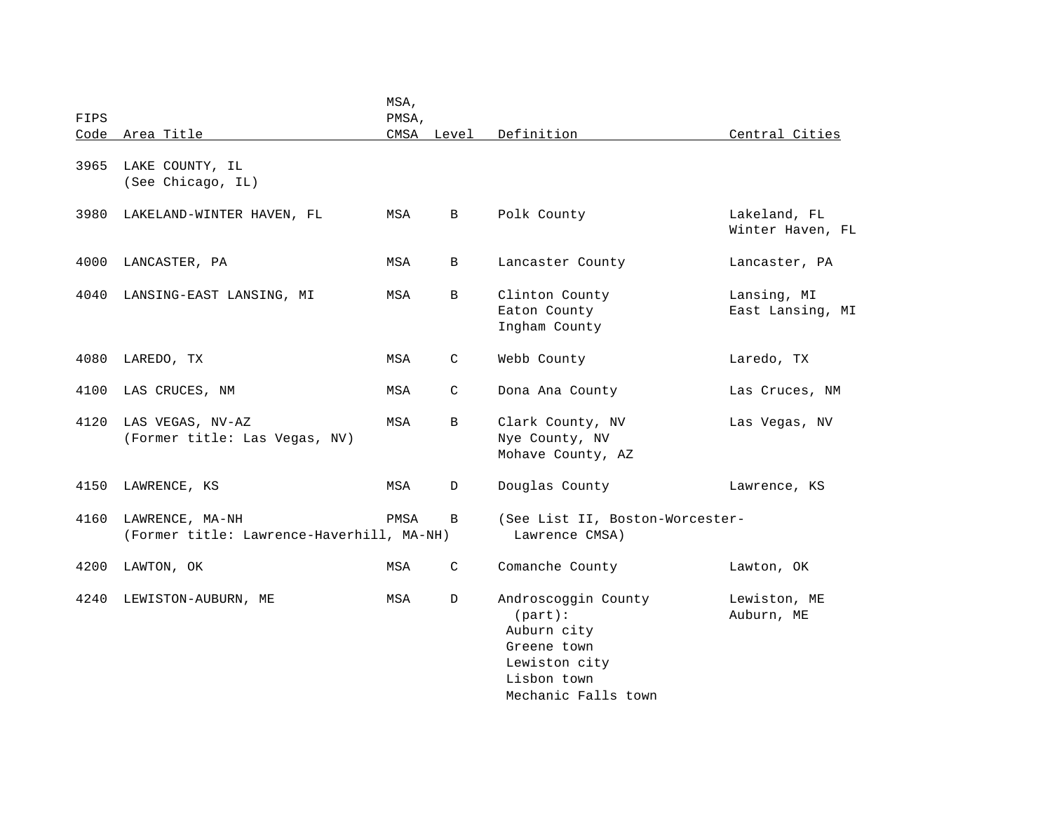| FIPS Code | Area Title | MSA, PMSA, CMSA | Level | Definition | Central Cities |
|---|---|---|---|---|---|
| 3965 | LAKE COUNTY, IL (See Chicago, IL) | | | | |
| 3980 | LAKELAND-WINTER HAVEN, FL | MSA | B | Polk County | Lakeland, FL<br>Winter Haven, FL |
| 4000 | LANCASTER, PA | MSA | B | Lancaster County | Lancaster, PA |
| 4040 | LANSING-EAST LANSING, MI | MSA | B | Clinton County<br>Eaton County<br>Ingham County | Lansing, MI<br>East Lansing, MI |
| 4080 | LAREDO, TX | MSA | C | Webb County | Laredo, TX |
| 4100 | LAS CRUCES, NM | MSA | C | Dona Ana County | Las Cruces, NM |
| 4120 | LAS VEGAS, NV-AZ (Former title: Las Vegas, NV) | MSA | B | Clark County, NV<br>Nye County, NV<br>Mohave County, AZ | Las Vegas, NV |
| 4150 | LAWRENCE, KS | MSA | D | Douglas County | Lawrence, KS |
| 4160 | LAWRENCE, MA-NH (Former title: Lawrence-Haverhill, MA-NH) | PMSA | B | (See List II, Boston-Worcester-Lawrence CMSA) | |
| 4200 | LAWTON, OK | MSA | C | Comanche County | Lawton, OK |
| 4240 | LEWISTON-AUBURN, ME | MSA | D | Androscoggin County (part):<br>Auburn city<br>Greene town<br>Lewiston city<br>Lisbon town<br>Mechanic Falls town | Lewiston, ME<br>Auburn, ME |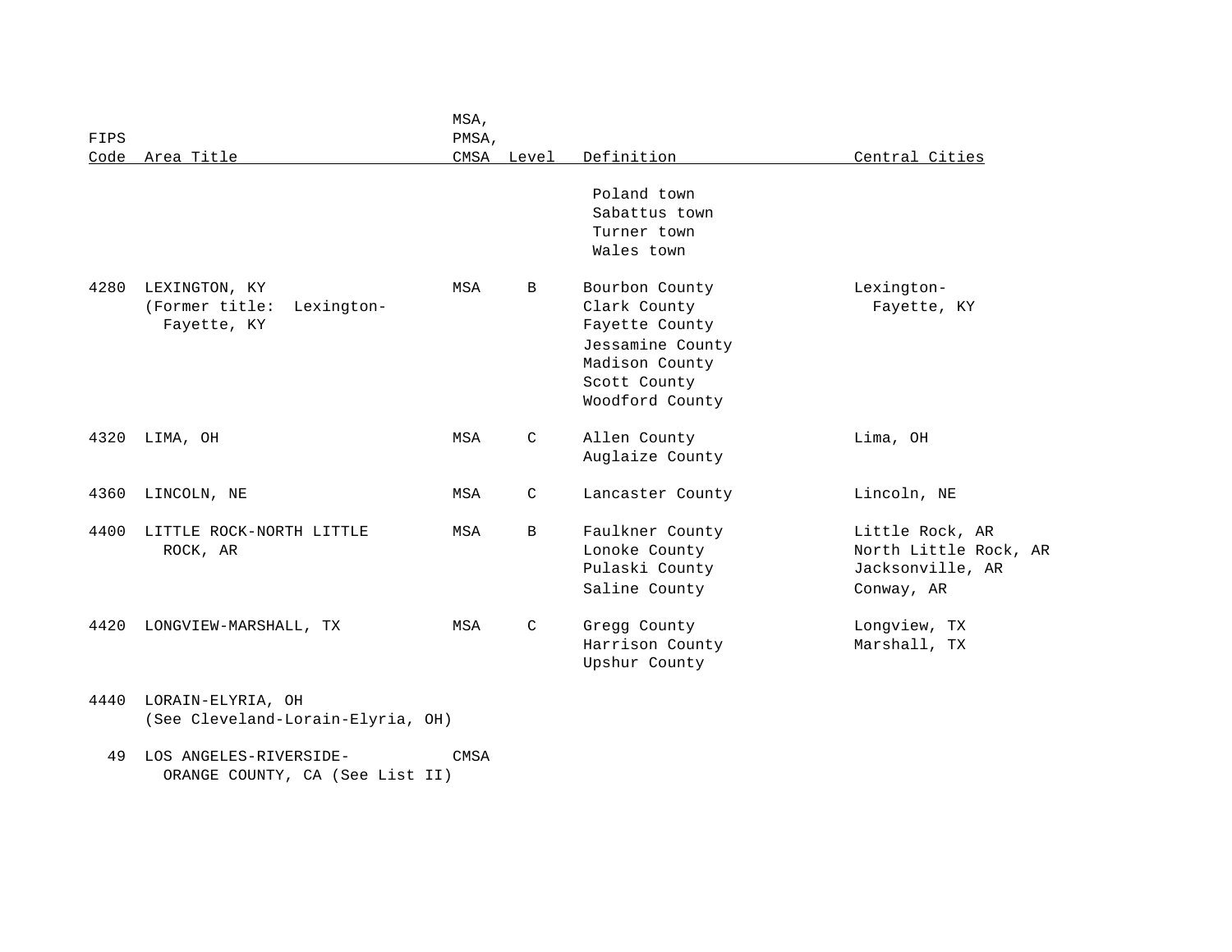| FIPS Code | Area Title | MSA, PMSA, CMSA | Level | Definition | Central Cities |
|---|---|---|---|---|---|
| | | | | Poland town<br>Sabattus town<br>Turner town<br>Wales town | |
| 4280 | LEXINGTON, KY<br>(Former title: Lexington-Fayette, KY | MSA | B | Bourbon County<br>Clark County<br>Fayette County<br>Jessamine County<br>Madison County<br>Scott County<br>Woodford County | Lexington-Fayette, KY |
| 4320 | LIMA, OH | MSA | C | Allen County<br>Auglaize County | Lima, OH |
| 4360 | LINCOLN, NE | MSA | C | Lancaster County | Lincoln, NE |
| 4400 | LITTLE ROCK-NORTH LITTLE ROCK, AR | MSA | B | Faulkner County<br>Lonoke County<br>Pulaski County<br>Saline County | Little Rock, AR<br>North Little Rock, AR<br>Jacksonville, AR<br>Conway, AR |
| 4420 | LONGVIEW-MARSHALL, TX | MSA | C | Gregg County<br>Harrison County<br>Upshur County | Longview, TX<br>Marshall, TX |
| 4440 | LORAIN-ELYRIA, OH<br>(See Cleveland-Lorain-Elyria, OH) | | | | |
| 49 | LOS ANGELES-RIVERSIDE-ORANGE COUNTY, CA (See List II) | CMSA | | | |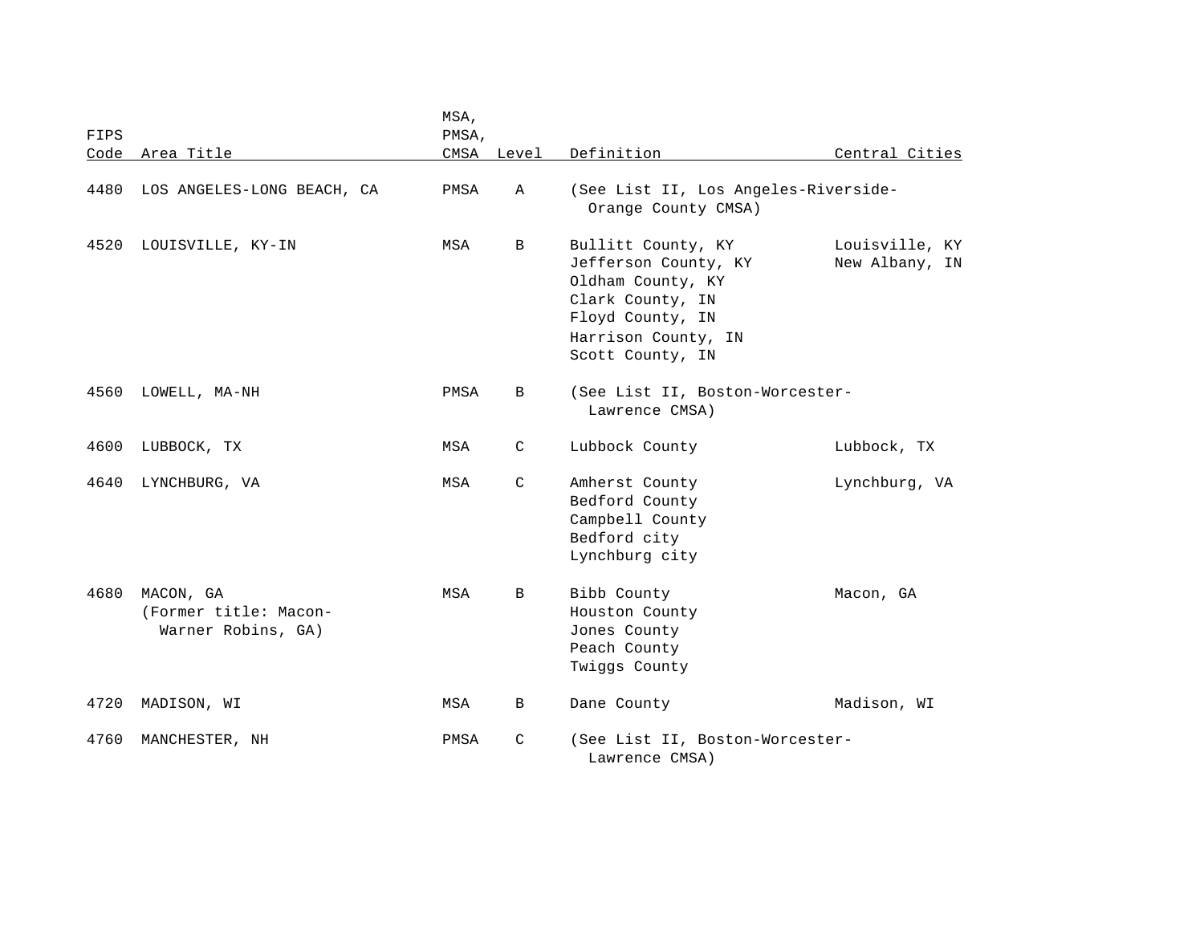| FIPS Code | Area Title | MSA, PMSA, CMSA | Level | Definition | Central Cities |
|---|---|---|---|---|---|
| 4480 | LOS ANGELES-LONG BEACH, CA | PMSA | A | (See List II, Los Angeles-Riverside-Orange County CMSA) | |
| 4520 | LOUISVILLE, KY-IN | MSA | B | Bullitt County, KY<br>Jefferson County, KY<br>Oldham County, KY<br>Clark County, IN<br>Floyd County, IN<br>Harrison County, IN<br>Scott County, IN | Louisville, KY<br>New Albany, IN |
| 4560 | LOWELL, MA-NH | PMSA | B | (See List II, Boston-Worcester-Lawrence CMSA) | |
| 4600 | LUBBOCK, TX | MSA | C | Lubbock County | Lubbock, TX |
| 4640 | LYNCHBURG, VA | MSA | C | Amherst County<br>Bedford County<br>Campbell County<br>Bedford city<br>Lynchburg city | Lynchburg, VA |
| 4680 | MACON, GA<br>(Former title: Macon-Warner Robins, GA) | MSA | B | Bibb County<br>Houston County<br>Jones County<br>Peach County<br>Twiggs County | Macon, GA |
| 4720 | MADISON, WI | MSA | B | Dane County | Madison, WI |
| 4760 | MANCHESTER, NH | PMSA | C | (See List II, Boston-Worcester-Lawrence CMSA) | |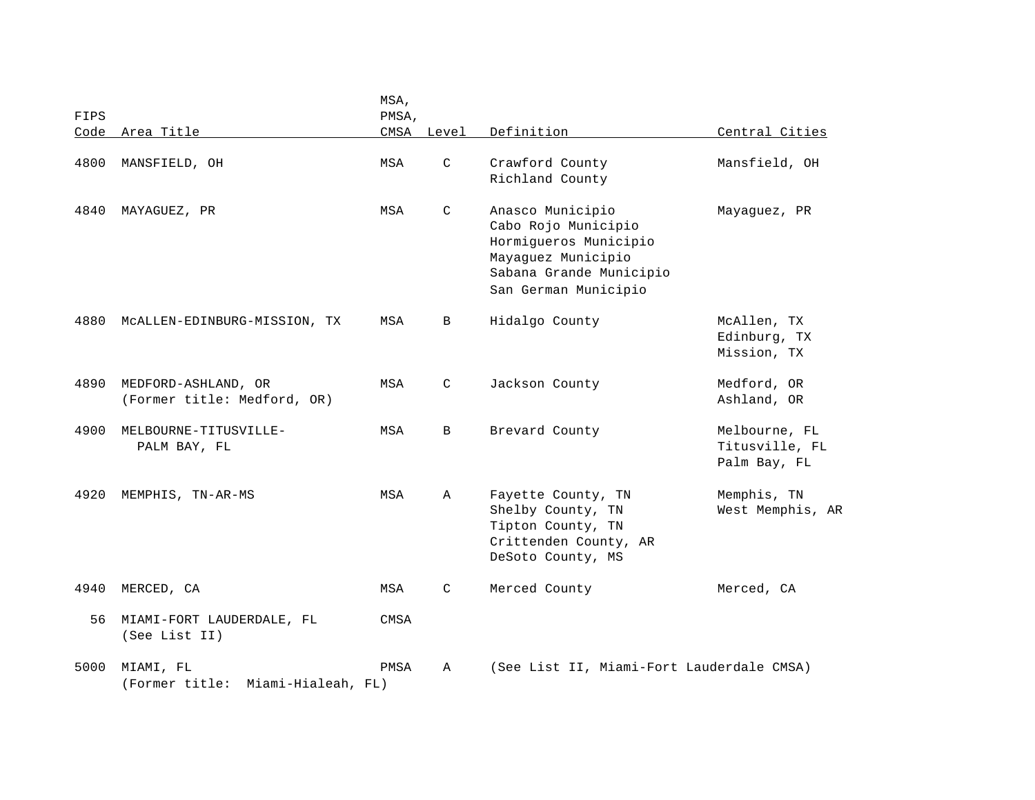| FIPS Code | Area Title | MSA, PMSA, CMSA | Level | Definition | Central Cities |
|---|---|---|---|---|---|
| 4800 | MANSFIELD, OH | MSA | C | Crawford County<br>Richland County | Mansfield, OH |
| 4840 | MAYAGUEZ, PR | MSA | C | Anasco Municipio<br>Cabo Rojo Municipio<br>Hormigueros Municipio<br>Mayaguez Municipio<br>Sabana Grande Municipio<br>San German Municipio | Mayaguez, PR |
| 4880 | McALLEN-EDINBURG-MISSION, TX | MSA | B | Hidalgo County | McAllen, TX<br>Edinburg, TX<br>Mission, TX |
| 4890 | MEDFORD-ASHLAND, OR<br>(Former title: Medford, OR) | MSA | C | Jackson County | Medford, OR<br>Ashland, OR |
| 4900 | MELBOURNE-TITUSVILLE-PALM BAY, FL | MSA | B | Brevard County | Melbourne, FL<br>Titusville, FL<br>Palm Bay, FL |
| 4920 | MEMPHIS, TN-AR-MS | MSA | A | Fayette County, TN<br>Shelby County, TN<br>Tipton County, TN<br>Crittenden County, AR<br>DeSoto County, MS | Memphis, TN<br>West Memphis, AR |
| 4940 | MERCED, CA | MSA | C | Merced County | Merced, CA |
| 56 | MIAMI-FORT LAUDERDALE, FL<br>(See List II) | CMSA | | | |
| 5000 | MIAMI, FL<br>(Former title: Miami-Hialeah, FL) | PMSA | A | (See List II, Miami-Fort Lauderdale CMSA) | |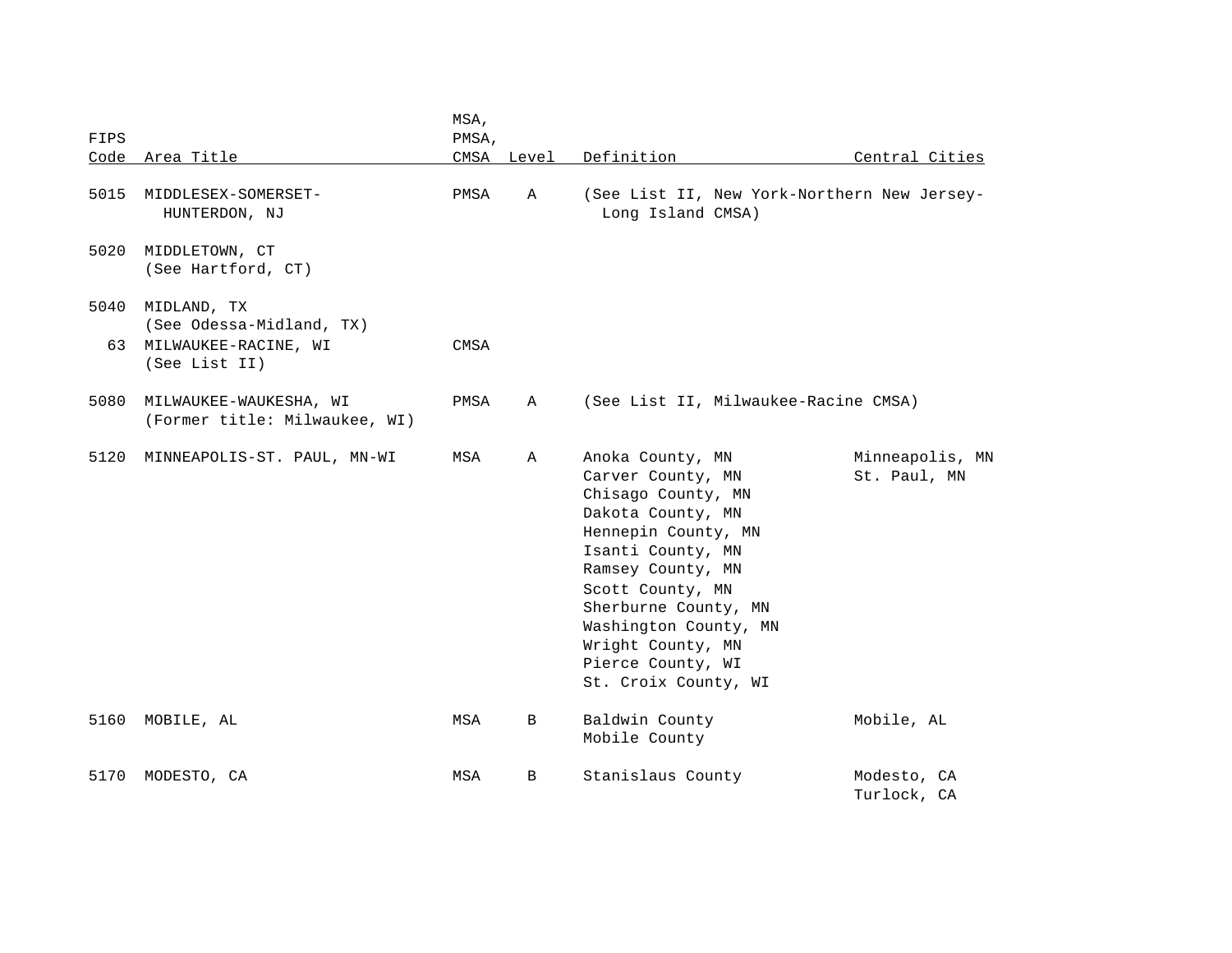| FIPS Code | Area Title | MSA, PMSA, CMSA | Level | Definition | Central Cities |
|---|---|---|---|---|---|
| 5015 | MIDDLESEX-SOMERSET-HUNTERDON, NJ | PMSA | A | (See List II, New York-Northern New Jersey-Long Island CMSA) | |
| 5020 | MIDDLETOWN, CT (See Hartford, CT) | | | | |
| 5040 | MIDLAND, TX (See Odessa-Midland, TX) | | | | |
| 63 | MILWAUKEE-RACINE, WI (See List II) | CMSA | | | |
| 5080 | MILWAUKEE-WAUKESHA, WI (Former title: Milwaukee, WI) | PMSA | A | (See List II, Milwaukee-Racine CMSA) | |
| 5120 | MINNEAPOLIS-ST. PAUL, MN-WI | MSA | A | Anoka County, MN<br>Carver County, MN<br>Chisago County, MN<br>Dakota County, MN<br>Hennepin County, MN<br>Isanti County, MN<br>Ramsey County, MN<br>Scott County, MN<br>Sherburne County, MN<br>Washington County, MN<br>Wright County, MN<br>Pierce County, WI<br>St. Croix County, WI | Minneapolis, MN<br>St. Paul, MN |
| 5160 | MOBILE, AL | MSA | B | Baldwin County<br>Mobile County | Mobile, AL |
| 5170 | MODESTO, CA | MSA | B | Stanislaus County | Modesto, CA<br>Turlock, CA |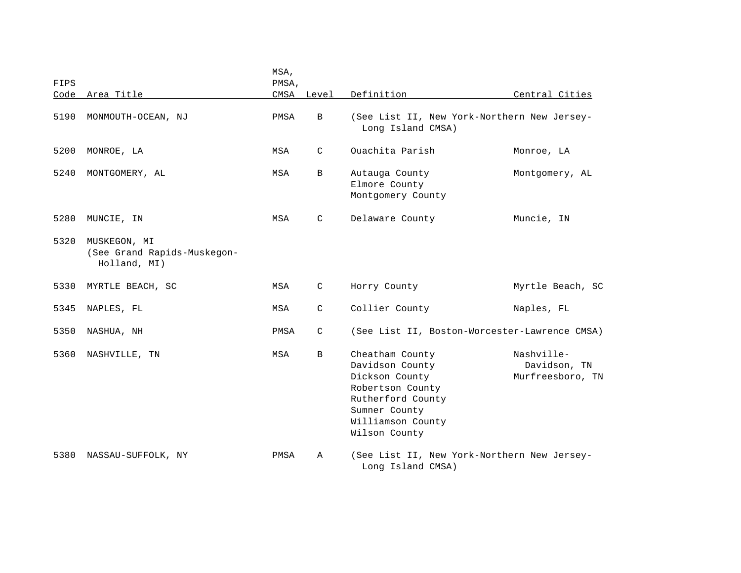| FIPS Code | Area Title | MSA, PMSA, CMSA | Level | Definition | Central Cities |
|---|---|---|---|---|---|
| 5190 | MONMOUTH-OCEAN, NJ | PMSA | B | (See List II, New York-Northern New Jersey-Long Island CMSA) | |
| 5200 | MONROE, LA | MSA | C | Ouachita Parish | Monroe, LA |
| 5240 | MONTGOMERY, AL | MSA | B | Autauga County<br>Elmore County<br>Montgomery County | Montgomery, AL |
| 5280 | MUNCIE, IN | MSA | C | Delaware County | Muncie, IN |
| 5320 | MUSKEGON, MI<br>(See Grand Rapids-Muskegon-Holland, MI) | | | | |
| 5330 | MYRTLE BEACH, SC | MSA | C | Horry County | Myrtle Beach, SC |
| 5345 | NAPLES, FL | MSA | C | Collier County | Naples, FL |
| 5350 | NASHUA, NH | PMSA | C | (See List II, Boston-Worcester-Lawrence CMSA) | |
| 5360 | NASHVILLE, TN | MSA | B | Cheatham County<br>Davidson County<br>Dickson County<br>Robertson County<br>Rutherford County<br>Sumner County<br>Williamson County<br>Wilson County | Nashville-Davidson, TN<br>Murfreesboro, TN |
| 5380 | NASSAU-SUFFOLK, NY | PMSA | A | (See List II, New York-Northern New Jersey-Long Island CMSA) | |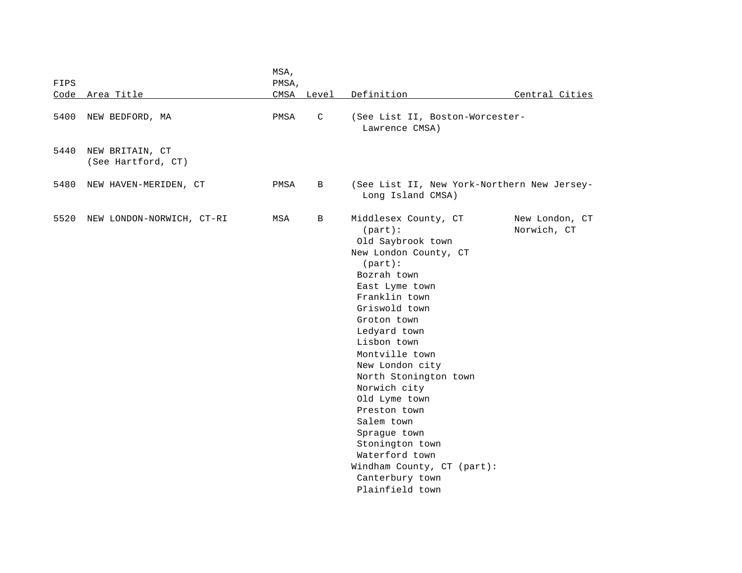| FIPS Code | Area Title | MSA, PMSA, CMSA | Level | Definition | Central Cities |
|---|---|---|---|---|---|
| 5400 | NEW BEDFORD, MA | PMSA | C | (See List II, Boston-Worcester-Lawrence CMSA) | |
| 5440 | NEW BRITAIN, CT (See Hartford, CT) | | | | |
| 5480 | NEW HAVEN-MERIDEN, CT | PMSA | B | (See List II, New York-Northern New Jersey-Long Island CMSA) | |
| 5520 | NEW LONDON-NORWICH, CT-RI | MSA | B | Middlesex County, CT (part): | New London, CT |
| | | | | Old Saybrook town | Norwich, CT |
| | | | | New London County, CT (part): | |
| | | | | Bozrah town | |
| | | | | East Lyme town | |
| | | | | Franklin town | |
| | | | | Griswold town | |
| | | | | Groton town | |
| | | | | Ledyard town | |
| | | | | Lisbon town | |
| | | | | Montville town | |
| | | | | New London city | |
| | | | | North Stonington town | |
| | | | | Norwich city | |
| | | | | Old Lyme town | |
| | | | | Preston town | |
| | | | | Salem town | |
| | | | | Sprague town | |
| | | | | Stonington town | |
| | | | | Waterford town | |
| | | | | Windham County, CT (part): | |
| | | | | Canterbury town | |
| | | | | Plainfield town | |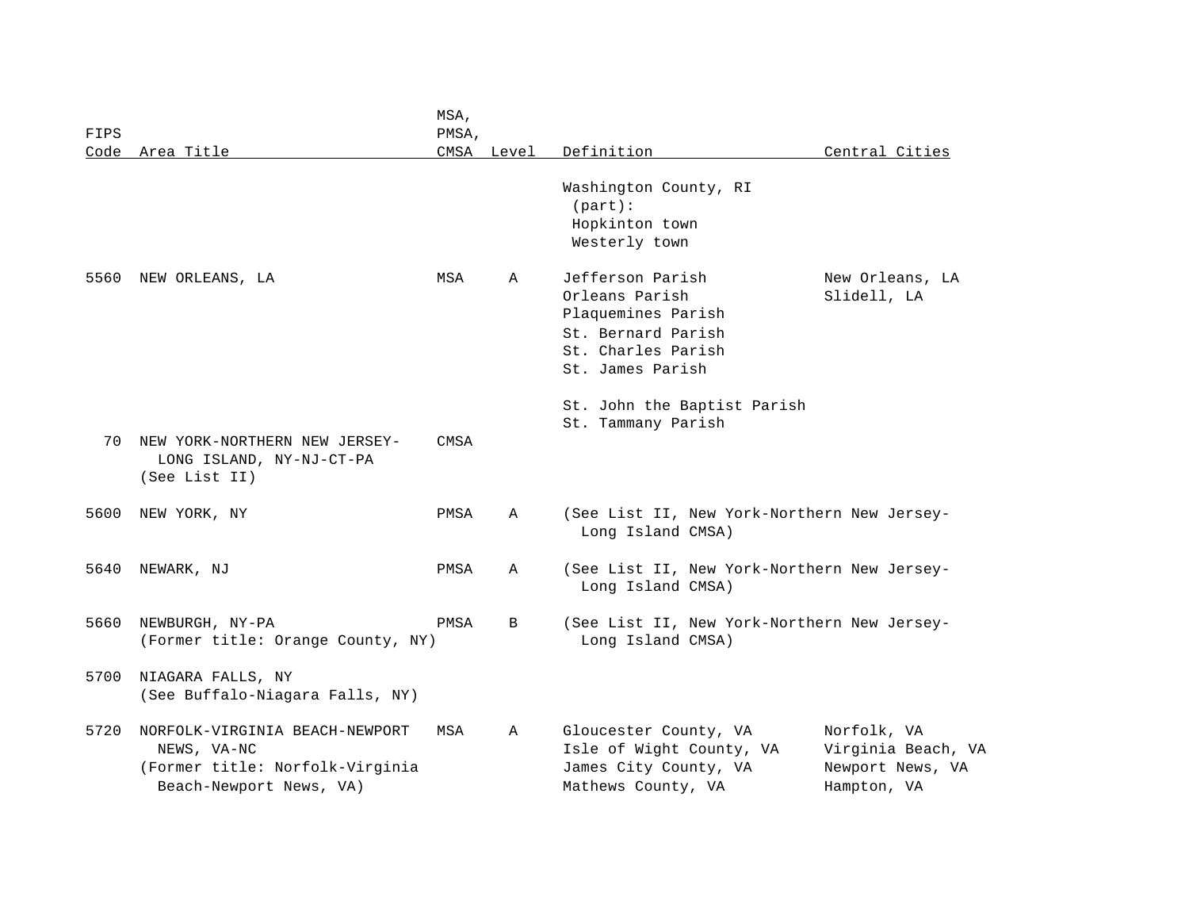| FIPS Code | Area Title | MSA, PMSA, CMSA | Level | Definition | Central Cities |
|---|---|---|---|---|---|
| | | | | Washington County, RI (part): Hopkinton town Westerly town | |
| 5560 | NEW ORLEANS, LA | MSA | A | Jefferson Parish<br>Orleans Parish<br>Plaquemines Parish<br>St. Bernard Parish<br>St. Charles Parish<br>St. James Parish<br>St. John the Baptist Parish<br>St. Tammany Parish | New Orleans, LA<br>Slidell, LA |
| 70 | NEW YORK-NORTHERN NEW JERSEY-LONG ISLAND, NY-NJ-CT-PA (See List II) | CMSA | | | |
| 5600 | NEW YORK, NY | PMSA | A | (See List II, New York-Northern New Jersey-Long Island CMSA) | |
| 5640 | NEWARK, NJ | PMSA | A | (See List II, New York-Northern New Jersey-Long Island CMSA) | |
| 5660 | NEWBURGH, NY-PA (Former title: Orange County, NY) | PMSA | B | (See List II, New York-Northern New Jersey-Long Island CMSA) | |
| 5700 | NIAGARA FALLS, NY (See Buffalo-Niagara Falls, NY) | | | | |
| 5720 | NORFOLK-VIRGINIA BEACH-NEWPORT NEWS, VA-NC (Former title: Norfolk-Virginia Beach-Newport News, VA) | MSA | A | Gloucester County, VA<br>Isle of Wight County, VA<br>James City County, VA<br>Mathews County, VA | Norfolk, VA<br>Virginia Beach, VA<br>Newport News, VA<br>Hampton, VA |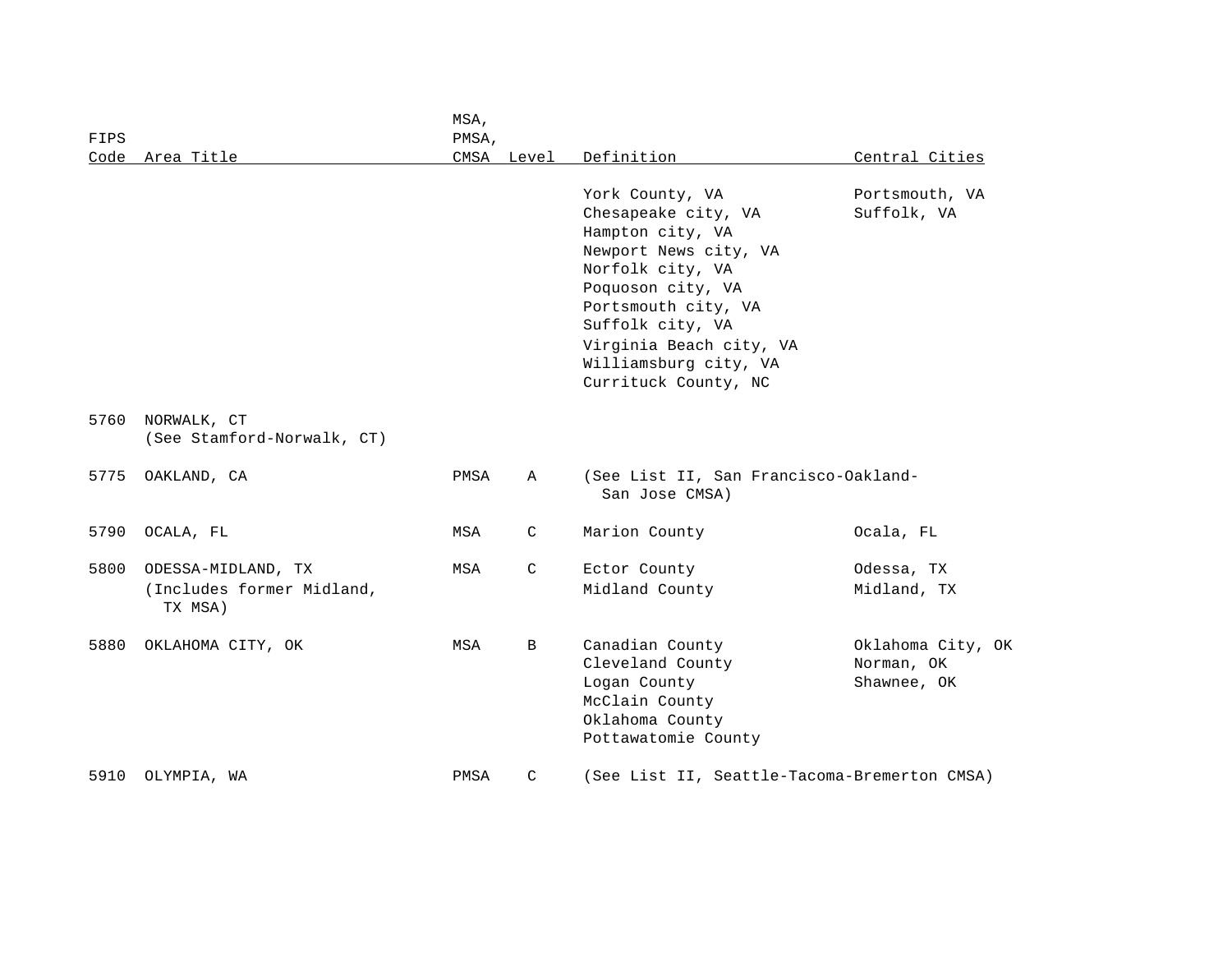| FIPS Code | Area Title | MSA, PMSA, CMSA | Level | Definition | Central Cities |
|---|---|---|---|---|---|
| | | | | York County, VA | Portsmouth, VA |
| | | | | Chesapeake city, VA | Suffolk, VA |
| | | | | Hampton city, VA | |
| | | | | Newport News city, VA | |
| | | | | Norfolk city, VA | |
| | | | | Poquoson city, VA | |
| | | | | Portsmouth city, VA | |
| | | | | Suffolk city, VA | |
| | | | | Virginia Beach city, VA | |
| | | | | Williamsburg city, VA | |
| | | | | Currituck County, NC | |
| 5760 | NORWALK, CT (See Stamford-Norwalk, CT) | | | | |
| 5775 | OAKLAND, CA | PMSA | A | (See List II, San Francisco-Oakland-San Jose CMSA) | |
| 5790 | OCALA, FL | MSA | C | Marion County | Ocala, FL |
| 5800 | ODESSA-MIDLAND, TX | MSA | C | Ector County | Odessa, TX |
| | (Includes former Midland, TX MSA) | | | Midland County | Midland, TX |
| 5880 | OKLAHOMA CITY, OK | MSA | B | Canadian County | Oklahoma City, OK |
| | | | | Cleveland County | Norman, OK |
| | | | | Logan County | Shawnee, OK |
| | | | | McClain County | |
| | | | | Oklahoma County | |
| | | | | Pottawatomie County | |
| 5910 | OLYMPIA, WA | PMSA | C | (See List II, Seattle-Tacoma-Bremerton CMSA) | |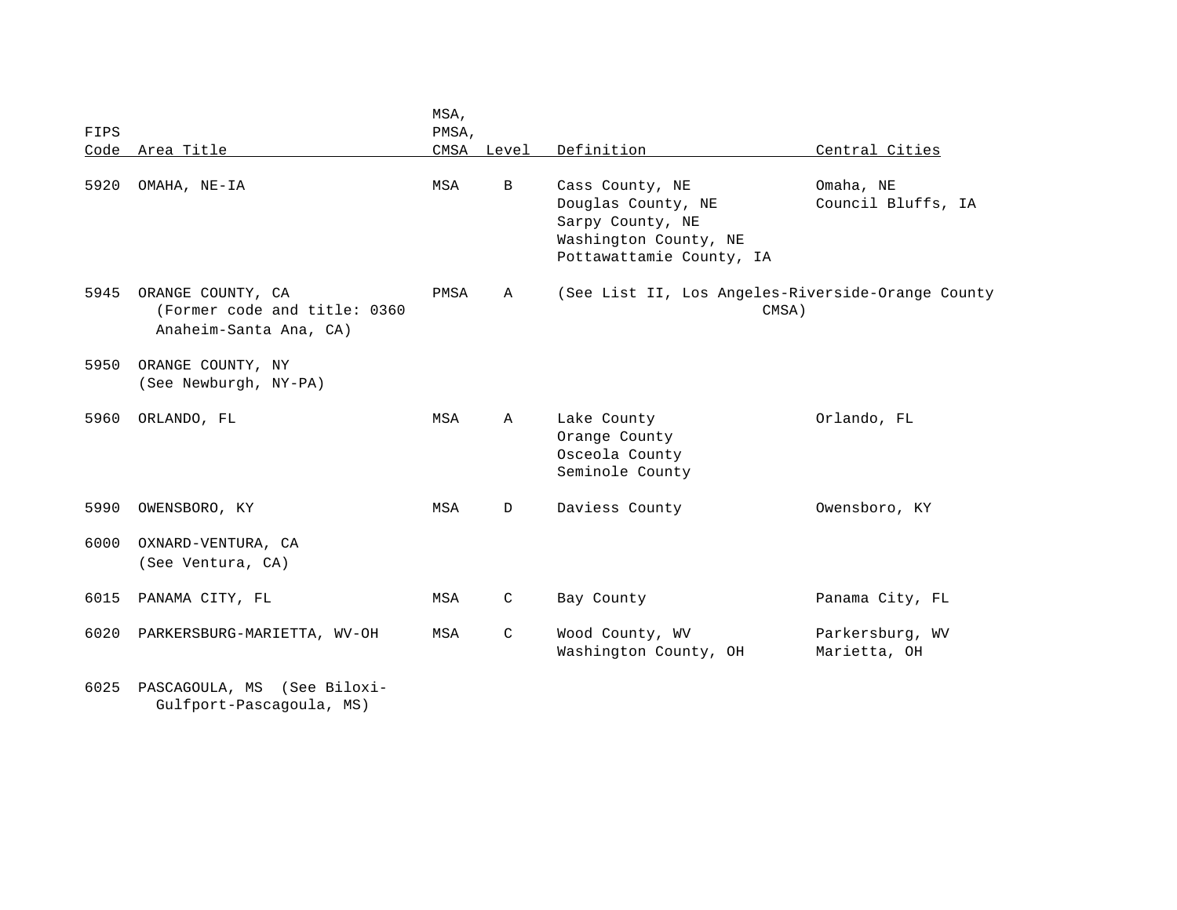| FIPS Code | Area Title | MSA, PMSA, CMSA | Level | Definition | Central Cities |
|---|---|---|---|---|---|
| 5920 | OMAHA, NE-IA | MSA | B | Cass County, NE<br>Douglas County, NE<br>Sarpy County, NE<br>Washington County, NE<br>Pottawattamie County, IA | Omaha, NE<br>Council Bluffs, IA |
| 5945 | ORANGE COUNTY, CA<br>(Former code and title: 0360 Anaheim-Santa Ana, CA) | PMSA | A | (See List II, Los Angeles-Riverside-Orange County CMSA) | |
| 5950 | ORANGE COUNTY, NY<br>(See Newburgh, NY-PA) | | | | |
| 5960 | ORLANDO, FL | MSA | A | Lake County<br>Orange County<br>Osceola County<br>Seminole County | Orlando, FL |
| 5990 | OWENSBORO, KY | MSA | D | Daviess County | Owensboro, KY |
| 6000 | OXNARD-VENTURA, CA<br>(See Ventura, CA) | | | | |
| 6015 | PANAMA CITY, FL | MSA | C | Bay County | Panama City, FL |
| 6020 | PARKERSBURG-MARIETTA, WV-OH | MSA | C | Wood County, WV<br>Washington County, OH | Parkersburg, WV<br>Marietta, OH |
| 6025 | PASCAGOULA, MS (See Biloxi-Gulfport-Pascagoula, MS) | | | | |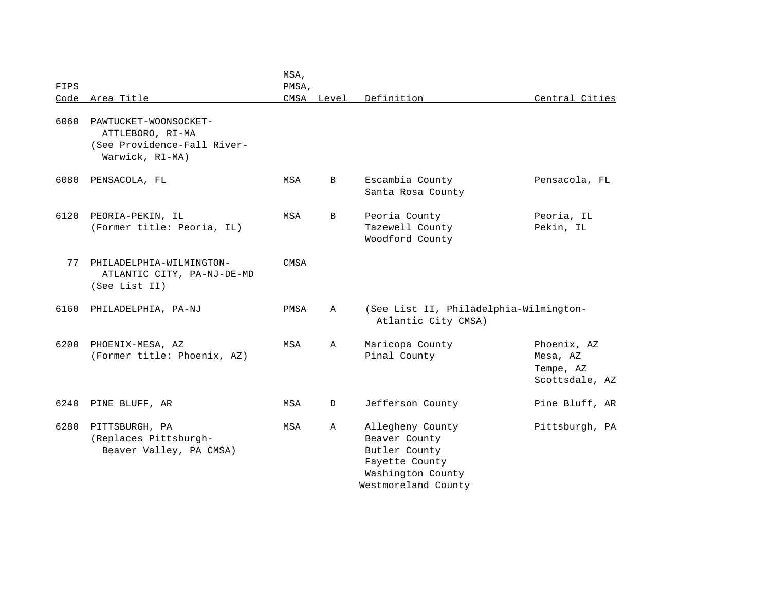| FIPS Code | Area Title | MSA, PMSA, CMSA | Level | Definition | Central Cities |
|---|---|---|---|---|---|
| 6060 | PAWTUCKET-WOONSOCKET-ATTLEBORO, RI-MA (See Providence-Fall River-Warwick, RI-MA) | | | | |
| 6080 | PENSACOLA, FL | MSA | B | Escambia County<br>Santa Rosa County | Pensacola, FL |
| 6120 | PEORIA-PEKIN, IL (Former title: Peoria, IL) | MSA | B | Peoria County<br>Tazewell County<br>Woodford County | Peoria, IL<br>Pekin, IL |
| 77 | PHILADELPHIA-WILMINGTON-ATLANTIC CITY, PA-NJ-DE-MD (See List II) | CMSA | | | |
| 6160 | PHILADELPHIA, PA-NJ | PMSA | A | (See List II, Philadelphia-Wilmington-Atlantic City CMSA) | |
| 6200 | PHOENIX-MESA, AZ (Former title: Phoenix, AZ) | MSA | A | Maricopa County<br>Pinal County | Phoenix, AZ<br>Mesa, AZ<br>Tempe, AZ<br>Scottsdale, AZ |
| 6240 | PINE BLUFF, AR | MSA | D | Jefferson County | Pine Bluff, AR |
| 6280 | PITTSBURGH, PA (Replaces Pittsburgh-Beaver Valley, PA CMSA) | MSA | A | Allegheny County<br>Beaver County<br>Butler County<br>Fayette County<br>Washington County<br>Westmoreland County | Pittsburgh, PA |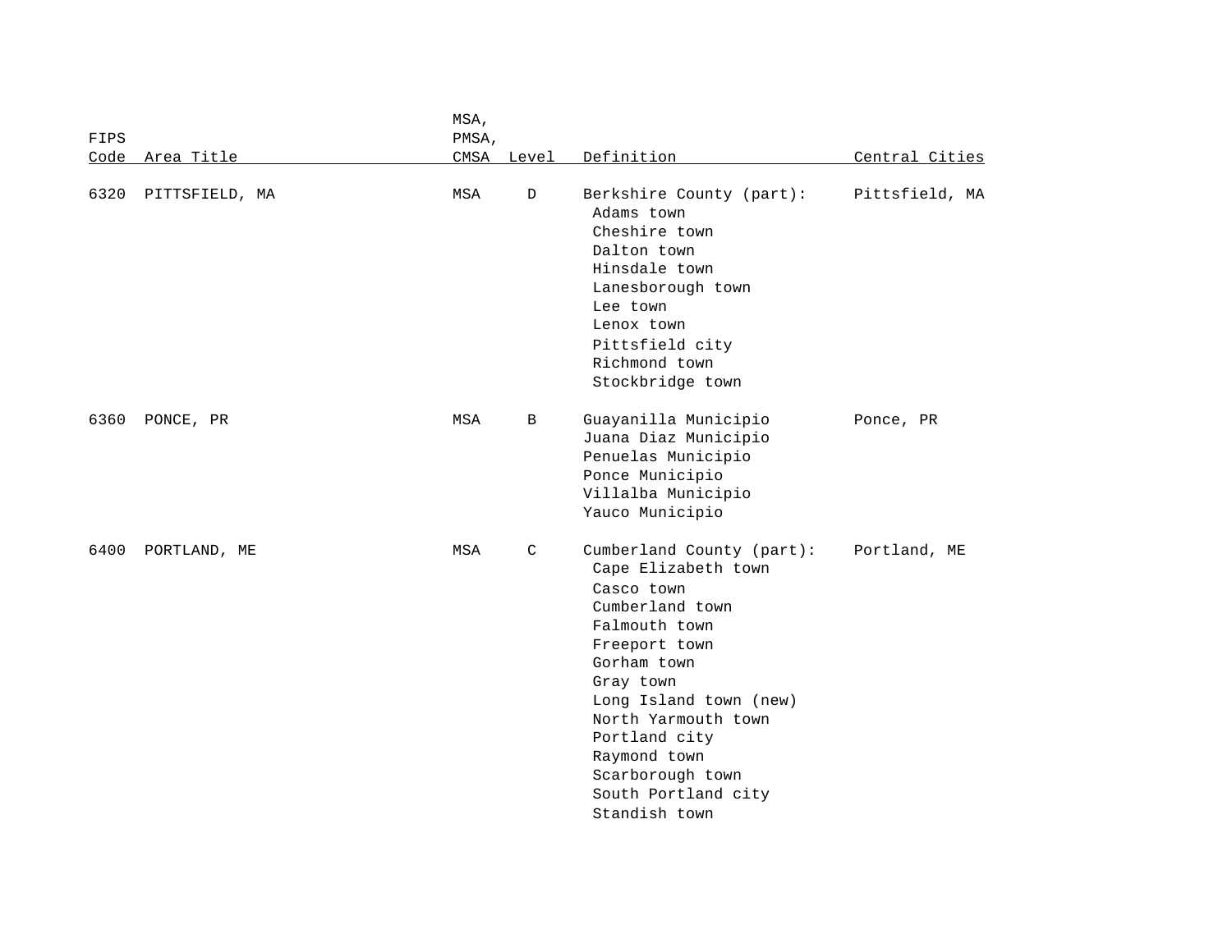| FIPS Code | Area Title | MSA, PMSA, CMSA | Level | Definition | Central Cities |
|---|---|---|---|---|---|
| 6320 | PITTSFIELD, MA | MSA | D | Berkshire County (part): | Pittsfield, MA |
| | | | | Adams town | |
| | | | | Cheshire town | |
| | | | | Dalton town | |
| | | | | Hinsdale town | |
| | | | | Lanesborough town | |
| | | | | Lee town | |
| | | | | Lenox town | |
| | | | | Pittsfield city | |
| | | | | Richmond town | |
| | | | | Stockbridge town | |
| 6360 | PONCE, PR | MSA | B | Guayanilla Municipio | Ponce, PR |
| | | | | Juana Diaz Municipio | |
| | | | | Penuelas Municipio | |
| | | | | Ponce Municipio | |
| | | | | Villalba Municipio | |
| | | | | Yauco Municipio | |
| 6400 | PORTLAND, ME | MSA | C | Cumberland County (part): | Portland, ME |
| | | | | Cape Elizabeth town | |
| | | | | Casco town | |
| | | | | Cumberland town | |
| | | | | Falmouth town | |
| | | | | Freeport town | |
| | | | | Gorham town | |
| | | | | Gray town | |
| | | | | Long Island town (new) | |
| | | | | North Yarmouth town | |
| | | | | Portland city | |
| | | | | Raymond town | |
| | | | | Scarborough town | |
| | | | | South Portland city | |
| | | | | Standish town | |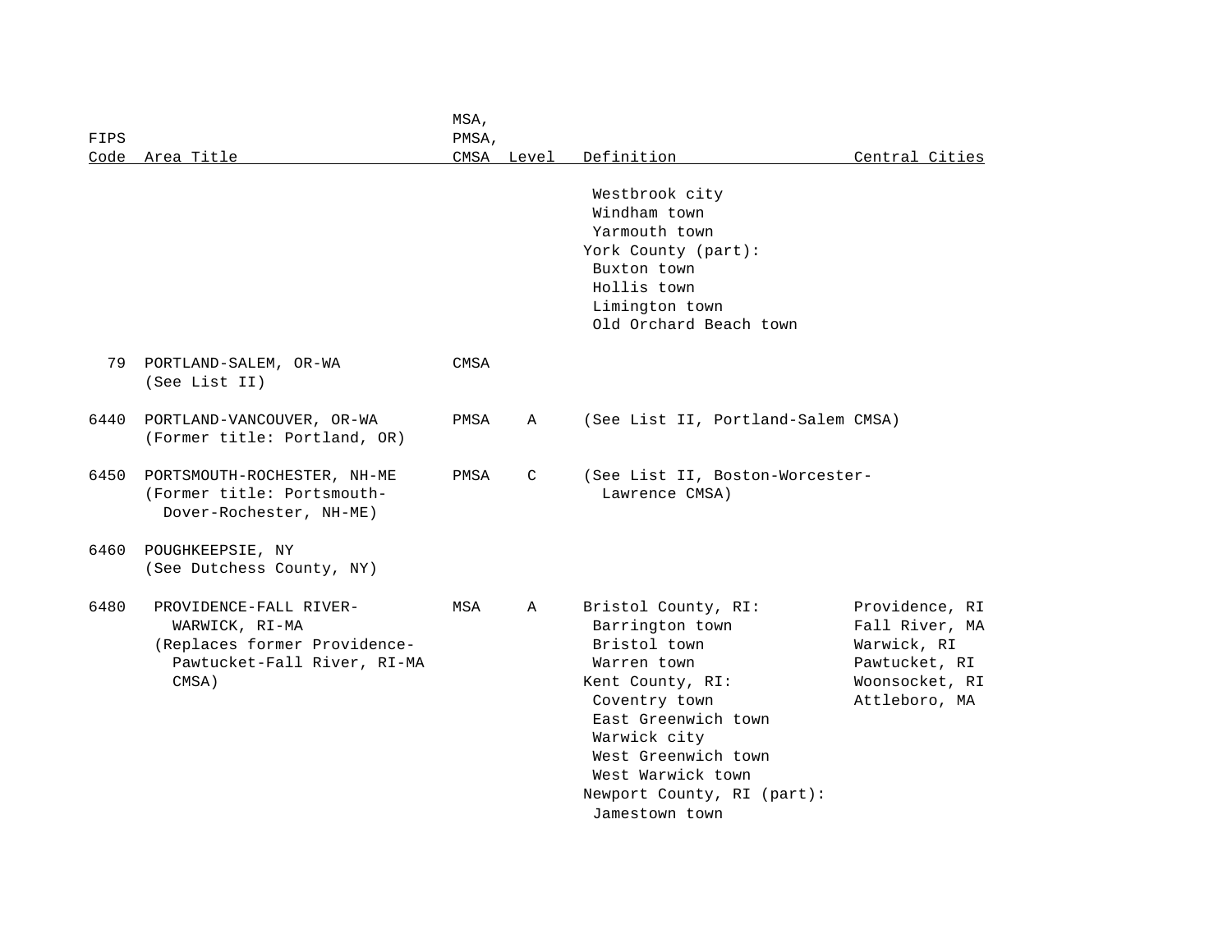| FIPS Code | Area Title | MSA, PMSA, CMSA | Level | Definition | Central Cities |
|---|---|---|---|---|---|
| | | | | Westbrook city | |
| | | | | Windham town | |
| | | | | Yarmouth town | |
| | | | | York County (part): | |
| | | | | Buxton town | |
| | | | | Hollis town | |
| | | | | Limington town | |
| | | | | Old Orchard Beach town | |
| 79 | PORTLAND-SALEM, OR-WA (See List II) | CMSA | | | |
| 6440 | PORTLAND-VANCOUVER, OR-WA (Former title: Portland, OR) | PMSA | A | (See List II, Portland-Salem CMSA) | |
| 6450 | PORTSMOUTH-ROCHESTER, NH-ME (Former title: Portsmouth-Dover-Rochester, NH-ME) | PMSA | C | (See List II, Boston-Worcester-Lawrence CMSA) | |
| 6460 | POUGHKEEPSIE, NY (See Dutchess County, NY) | | | | |
| 6480 | PROVIDENCE-FALL RIVER-WARWICK, RI-MA (Replaces former Providence-Pawtucket-Fall River, RI-MA CMSA) | MSA | A | Bristol County, RI: | Providence, RI |
| | | | | Barrington town | Fall River, MA |
| | | | | Bristol town | Warwick, RI |
| | | | | Warren town | Pawtucket, RI |
| | | | | Kent County, RI: | Woonsocket, RI |
| | | | | Coventry town | Attleboro, MA |
| | | | | East Greenwich town | |
| | | | | Warwick city | |
| | | | | West Greenwich town | |
| | | | | West Warwick town | |
| | | | | Newport County, RI (part): | |
| | | | | Jamestown town | |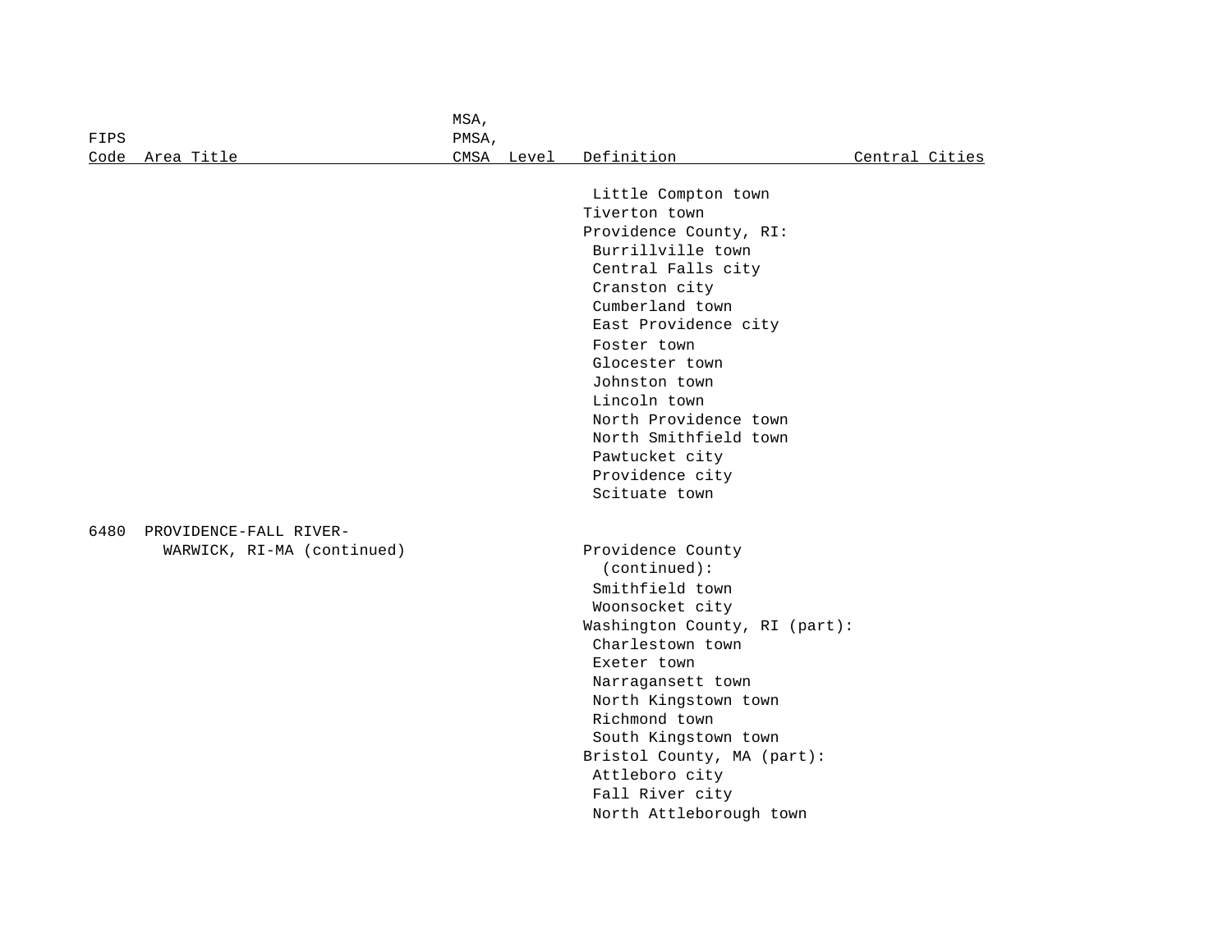| FIPS Code | Area Title | MSA, PMSA, CMSA | Level | Definition | Central Cities |
|---|---|---|---|---|---|
| | | | | Little Compton town | |
| | | | | Tiverton town | |
| | | | | Providence County, RI: | |
| | | | | Burrillville town | |
| | | | | Central Falls city | |
| | | | | Cranston city | |
| | | | | Cumberland town | |
| | | | | East Providence city | |
| | | | | Foster town | |
| | | | | Glocester town | |
| | | | | Johnston town | |
| | | | | Lincoln town | |
| | | | | North Providence town | |
| | | | | North Smithfield town | |
| | | | | Pawtucket city | |
| | | | | Providence city | |
| | | | | Scituate town | |
| 6480 | PROVIDENCE-FALL RIVER-WARWICK, RI-MA (continued) | | | Providence County (continued): | |
| | | | | Smithfield town | |
| | | | | Woonsocket city | |
| | | | | Washington County, RI (part): | |
| | | | | Charlestown town | |
| | | | | Exeter town | |
| | | | | Narragansett town | |
| | | | | North Kingstown town | |
| | | | | Richmond town | |
| | | | | South Kingstown town | |
| | | | | Bristol County, MA (part): | |
| | | | | Attleboro city | |
| | | | | Fall River city | |
| | | | | North Attleborough town | |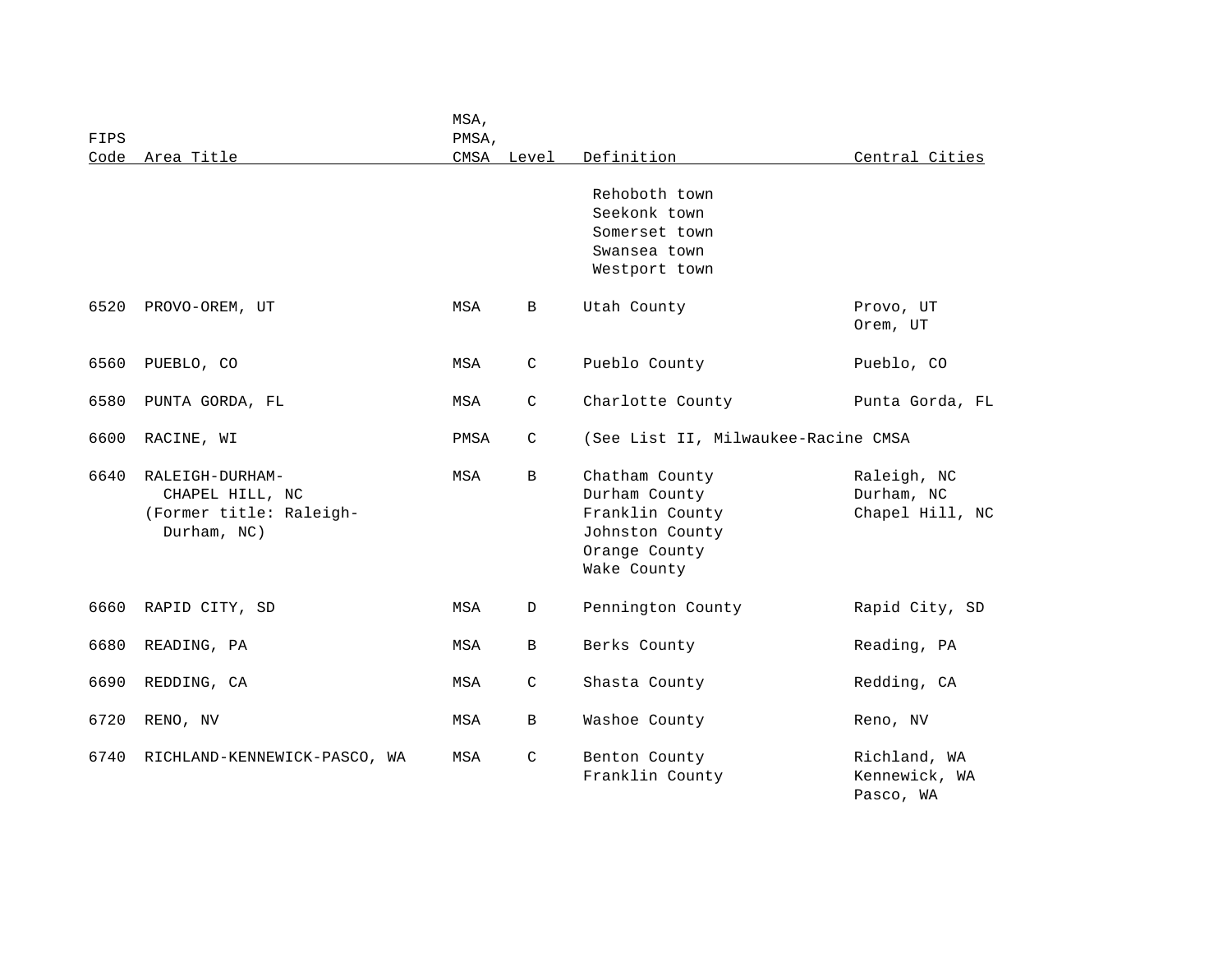| FIPS Code | Area Title | MSA, PMSA, CMSA | Level | Definition | Central Cities |
|---|---|---|---|---|---|
| | | | | Rehoboth town<br>Seekonk town<br>Somerset town<br>Swansea town<br>Westport town | |
| 6520 | PROVO-OREM, UT | MSA | B | Utah County | Provo, UT<br>Orem, UT |
| 6560 | PUEBLO, CO | MSA | C | Pueblo County | Pueblo, CO |
| 6580 | PUNTA GORDA, FL | MSA | C | Charlotte County | Punta Gorda, FL |
| 6600 | RACINE, WI | PMSA | C | (See List II, Milwaukee-Racine CMSA | |
| 6640 | RALEIGH-DURHAM-CHAPEL HILL, NC<br>(Former title: Raleigh-Durham, NC) | MSA | B | Chatham County<br>Durham County<br>Franklin County<br>Johnston County<br>Orange County<br>Wake County | Raleigh, NC<br>Durham, NC<br>Chapel Hill, NC |
| 6660 | RAPID CITY, SD | MSA | D | Pennington County | Rapid City, SD |
| 6680 | READING, PA | MSA | B | Berks County | Reading, PA |
| 6690 | REDDING, CA | MSA | C | Shasta County | Redding, CA |
| 6720 | RENO, NV | MSA | B | Washoe County | Reno, NV |
| 6740 | RICHLAND-KENNEWICK-PASCO, WA | MSA | C | Benton County<br>Franklin County | Richland, WA<br>Kennewick, WA<br>Pasco, WA |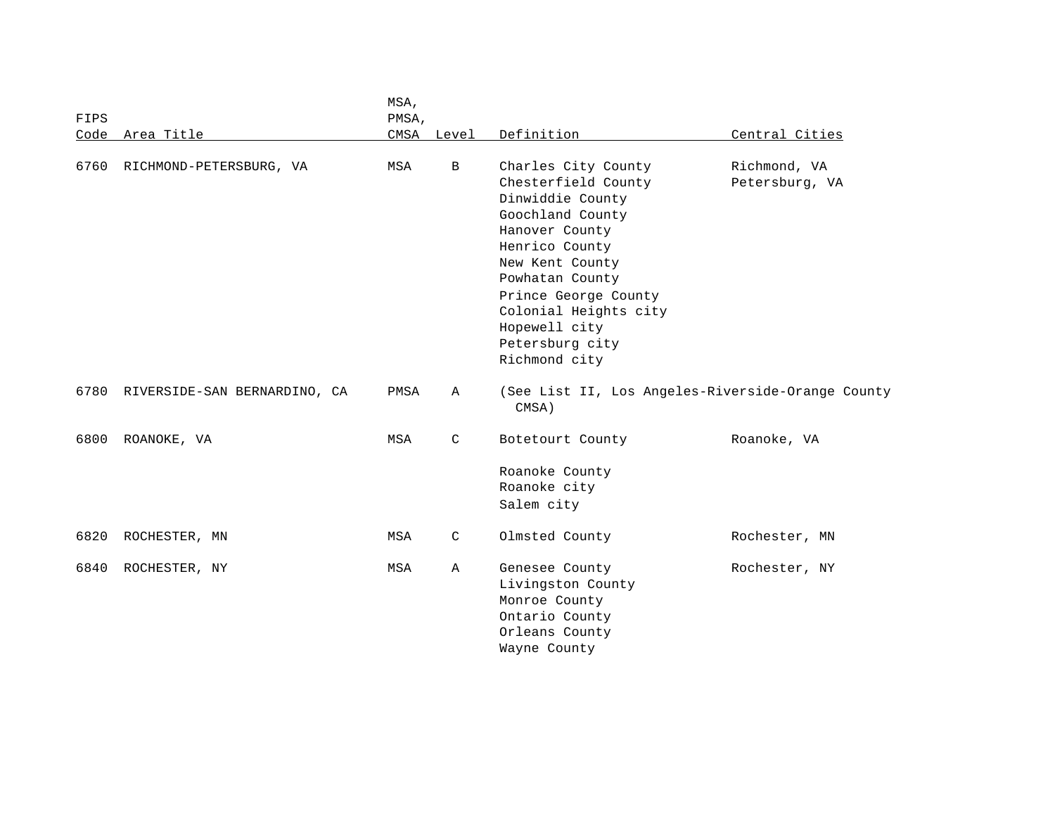| FIPS Code | Area Title | MSA, PMSA, CMSA | Level | Definition | Central Cities |
|---|---|---|---|---|---|
| 6760 | RICHMOND-PETERSBURG, VA | MSA | B | Charles City County | Richmond, VA |
| | | | | Chesterfield County | Petersburg, VA |
| | | | | Dinwiddie County | |
| | | | | Goochland County | |
| | | | | Hanover County | |
| | | | | Henrico County | |
| | | | | New Kent County | |
| | | | | Powhatan County | |
| | | | | Prince George County | |
| | | | | Colonial Heights city | |
| | | | | Hopewell city | |
| | | | | Petersburg city | |
| | | | | Richmond city | |
| 6780 | RIVERSIDE-SAN BERNARDINO, CA | PMSA | A | (See List II, Los Angeles-Riverside-Orange County CMSA) | |
| 6800 | ROANOKE, VA | MSA | C | Botetourt County | Roanoke, VA |
| | | | | Roanoke County | |
| | | | | Roanoke city | |
| | | | | Salem city | |
| 6820 | ROCHESTER, MN | MSA | C | Olmsted County | Rochester, MN |
| 6840 | ROCHESTER, NY | MSA | A | Genesee County | Rochester, NY |
| | | | | Livingston County | |
| | | | | Monroe County | |
| | | | | Ontario County | |
| | | | | Orleans County | |
| | | | | Wayne County | |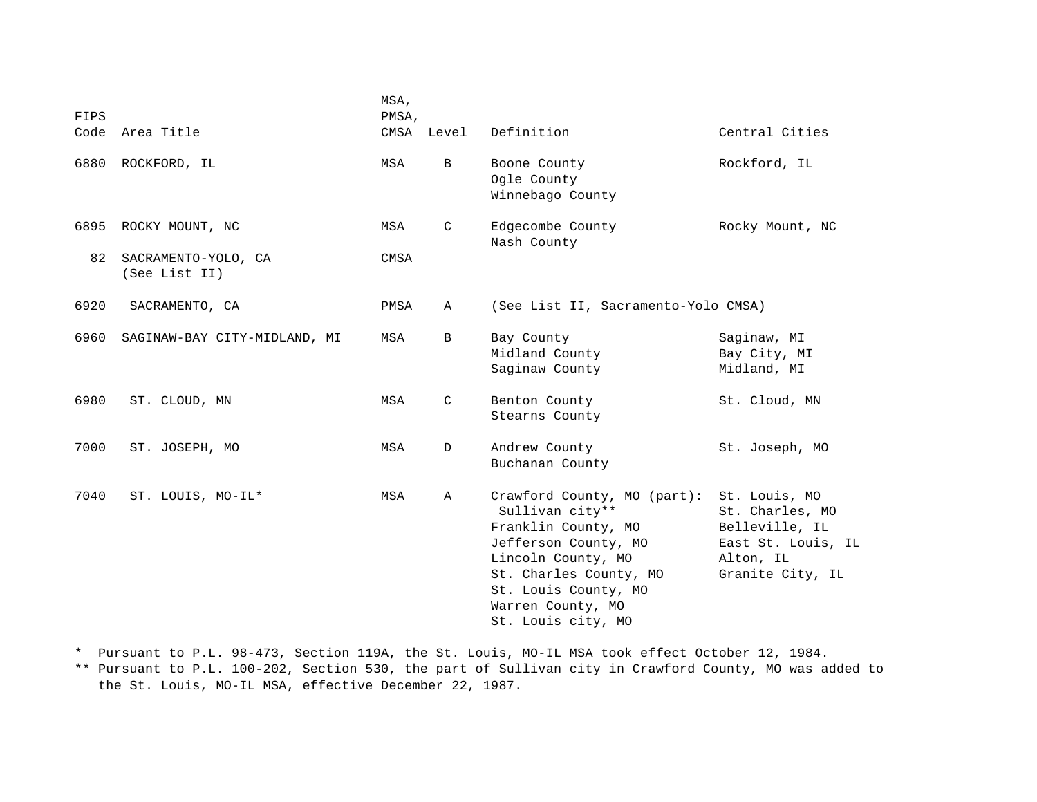| FIPS Code | Area Title | MSA, PMSA, CMSA | Level | Definition | Central Cities |
|---|---|---|---|---|---|
| 6880 | ROCKFORD, IL | MSA | B | Boone County<br>Ogle County<br>Winnebago County | Rockford, IL |
| 6895 | ROCKY MOUNT, NC | MSA | C | Edgecombe County<br>Nash County | Rocky Mount, NC |
| 82 | SACRAMENTO-YOLO, CA<br>(See List II) | CMSA | | | |
| 6920 | SACRAMENTO, CA | PMSA | A | (See List II, Sacramento-Yolo CMSA) | |
| 6960 | SAGINAW-BAY CITY-MIDLAND, MI | MSA | B | Bay County<br>Midland County<br>Saginaw County | Saginaw, MI<br>Bay City, MI<br>Midland, MI |
| 6980 | ST. CLOUD, MN | MSA | C | Benton County<br>Stearns County | St. Cloud, MN |
| 7000 | ST. JOSEPH, MO | MSA | D | Andrew County<br>Buchanan County | St. Joseph, MO |
| 7040 | ST. LOUIS, MO-IL* | MSA | A | Crawford County, MO (part):<br>Sullivan city**<br>Franklin County, MO<br>Jefferson County, MO<br>Lincoln County, MO<br>St. Charles County, MO<br>St. Louis County, MO<br>Warren County, MO<br>St. Louis city, MO | St. Louis, MO<br>St. Charles, MO<br>Belleville, IL<br>East St. Louis, IL<br>Alton, IL<br>Granite City, IL |

---

* Pursuant to P.L. 98-473, Section 119A, the St. Louis, MO-IL MSA took effect October 12, 1984.

** Pursuant to P.L. 100-202, Section 530, the part of Sullivan city in Crawford County, MO was added to the St. Louis, MO-IL MSA, effective December 22, 1987.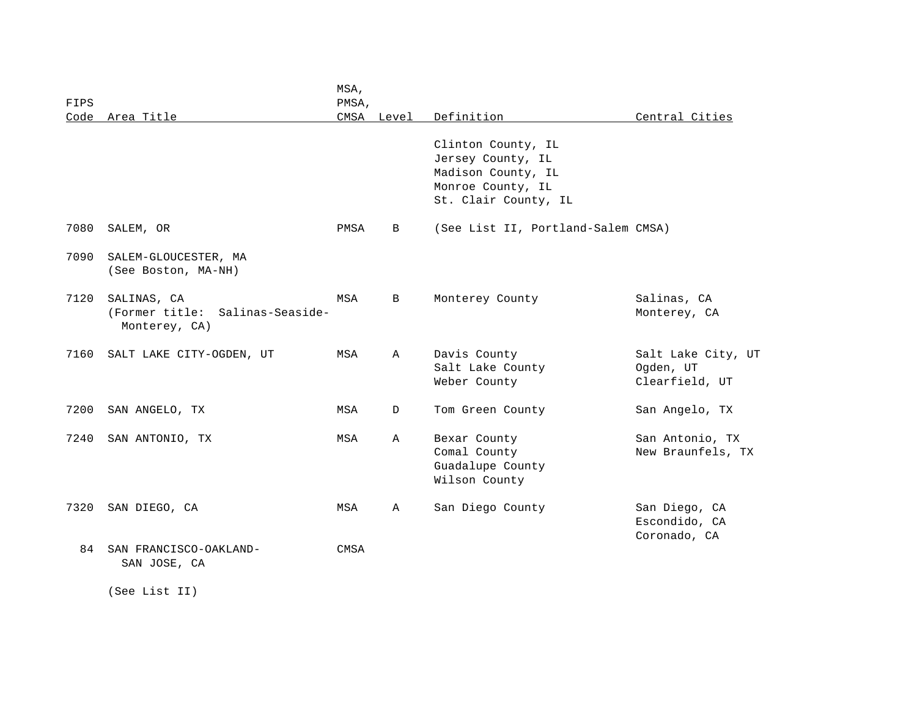| FIPS Code | Area Title | MSA, PMSA, CMSA | Level | Definition | Central Cities |
|---|---|---|---|---|---|
| | | | | Clinton County, IL<br>Jersey County, IL<br>Madison County, IL<br>Monroe County, IL<br>St. Clair County, IL | |
| 7080 | SALEM, OR | PMSA | B | (See List II, Portland-Salem CMSA) | |
| 7090 | SALEM-GLOUCESTER, MA<br>(See Boston, MA-NH) | | | | |
| 7120 | SALINAS, CA<br>(Former title: Salinas-Seaside-Monterey, CA) | MSA | B | Monterey County | Salinas, CA<br>Monterey, CA |
| 7160 | SALT LAKE CITY-OGDEN, UT | MSA | A | Davis County<br>Salt Lake County<br>Weber County | Salt Lake City, UT<br>Ogden, UT<br>Clearfield, UT |
| 7200 | SAN ANGELO, TX | MSA | D | Tom Green County | San Angelo, TX |
| 7240 | SAN ANTONIO, TX | MSA | A | Bexar County<br>Comal County<br>Guadalupe County<br>Wilson County | San Antonio, TX<br>New Braunfels, TX |
| 7320 | SAN DIEGO, CA | MSA | A | San Diego County | San Diego, CA<br>Escondido, CA<br>Coronado, CA |
| 84 | SAN FRANCISCO-OAKLAND-SAN JOSE, CA<br><br>(See List II) | CMSA | | | |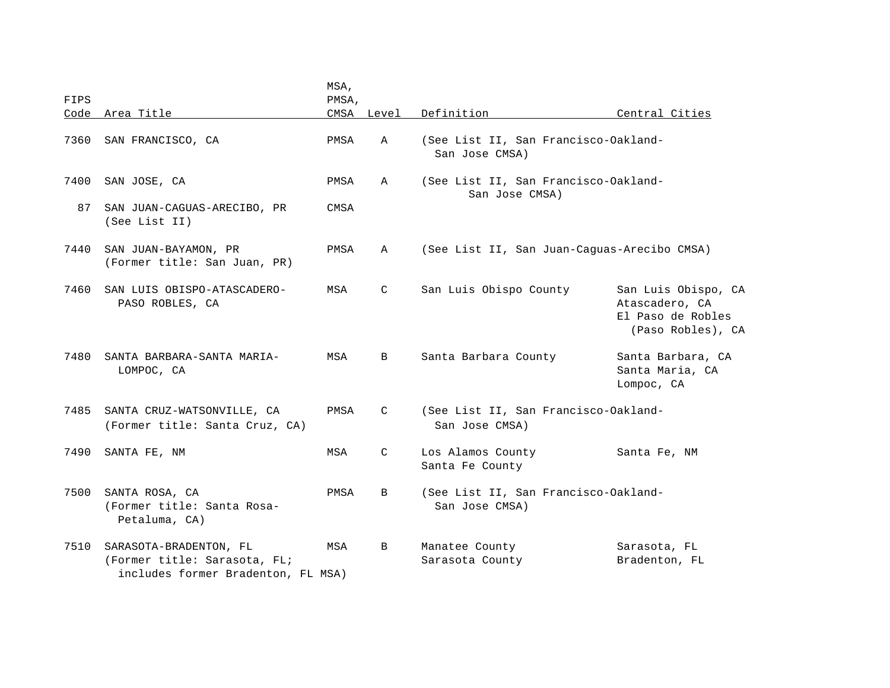| FIPS Code | Area Title | MSA, PMSA, CMSA | Level | Definition | Central Cities |
|---|---|---|---|---|---|
| 7360 | SAN FRANCISCO, CA | PMSA | A | (See List II, San Francisco-Oakland-San Jose CMSA) | |
| 7400 | SAN JOSE, CA | PMSA | A | (See List II, San Francisco-Oakland-San Jose CMSA) | |
| 87 | SAN JUAN-CAGUAS-ARECIBO, PR (See List II) | CMSA | | | |
| 7440 | SAN JUAN-BAYAMON, PR (Former title: San Juan, PR) | PMSA | A | (See List II, San Juan-Caguas-Arecibo CMSA) | |
| 7460 | SAN LUIS OBISPO-ATASCADERO-PASO ROBLES, CA | MSA | C | San Luis Obispo County | San Luis Obispo, CA<br>Atascadero, CA<br>El Paso de Robles (Paso Robles), CA |
| 7480 | SANTA BARBARA-SANTA MARIA-LOMPOC, CA | MSA | B | Santa Barbara County | Santa Barbara, CA<br>Santa Maria, CA<br>Lompoc, CA |
| 7485 | SANTA CRUZ-WATSONVILLE, CA (Former title: Santa Cruz, CA) | PMSA | C | (See List II, San Francisco-Oakland-San Jose CMSA) | |
| 7490 | SANTA FE, NM | MSA | C | Los Alamos County<br>Santa Fe County | Santa Fe, NM |
| 7500 | SANTA ROSA, CA (Former title: Santa Rosa-Petaluma, CA) | PMSA | B | (See List II, San Francisco-Oakland-San Jose CMSA) | |
| 7510 | SARASOTA-BRADENTON, FL (Former title: Sarasota, FL; includes former Bradenton, FL MSA) | MSA | B | Manatee County<br>Sarasota County | Sarasota, FL<br>Bradenton, FL |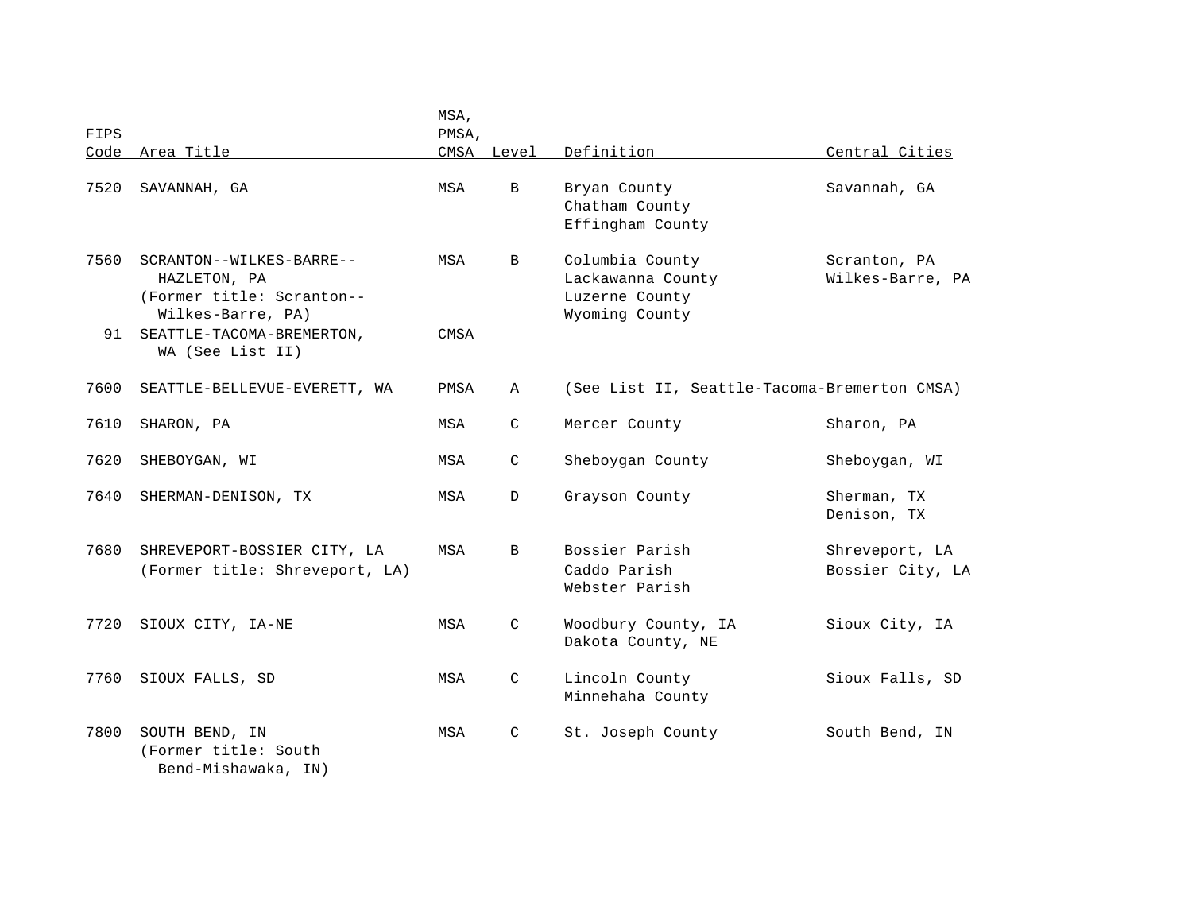| FIPS Code | Area Title | MSA, PMSA, CMSA | Level | Definition | Central Cities |
|---|---|---|---|---|---|
| 7520 | SAVANNAH, GA | MSA | B | Bryan County<br>Chatham County<br>Effingham County | Savannah, GA |
| 7560 | SCRANTON--WILKES-BARRE--HAZLETON, PA<br>(Former title: Scranton--Wilkes-Barre, PA) | MSA | B | Columbia County<br>Lackawanna County<br>Luzerne County<br>Wyoming County | Scranton, PA<br>Wilkes-Barre, PA |
| 91 | SEATTLE-TACOMA-BREMERTON, WA (See List II) | CMSA | | | |
| 7600 | SEATTLE-BELLEVUE-EVERETT, WA | PMSA | A | (See List II, Seattle-Tacoma-Bremerton CMSA) | |
| 7610 | SHARON, PA | MSA | C | Mercer County | Sharon, PA |
| 7620 | SHEBOYGAN, WI | MSA | C | Sheboygan County | Sheboygan, WI |
| 7640 | SHERMAN-DENISON, TX | MSA | D | Grayson County | Sherman, TX<br>Denison, TX |
| 7680 | SHREVEPORT-BOSSIER CITY, LA<br>(Former title: Shreveport, LA) | MSA | B | Bossier Parish<br>Caddo Parish<br>Webster Parish | Shreveport, LA<br>Bossier City, LA |
| 7720 | SIOUX CITY, IA-NE | MSA | C | Woodbury County, IA<br>Dakota County, NE | Sioux City, IA |
| 7760 | SIOUX FALLS, SD | MSA | C | Lincoln County<br>Minnehaha County | Sioux Falls, SD |
| 7800 | SOUTH BEND, IN<br>(Former title: South Bend-Mishawaka, IN) | MSA | C | St. Joseph County | South Bend, IN |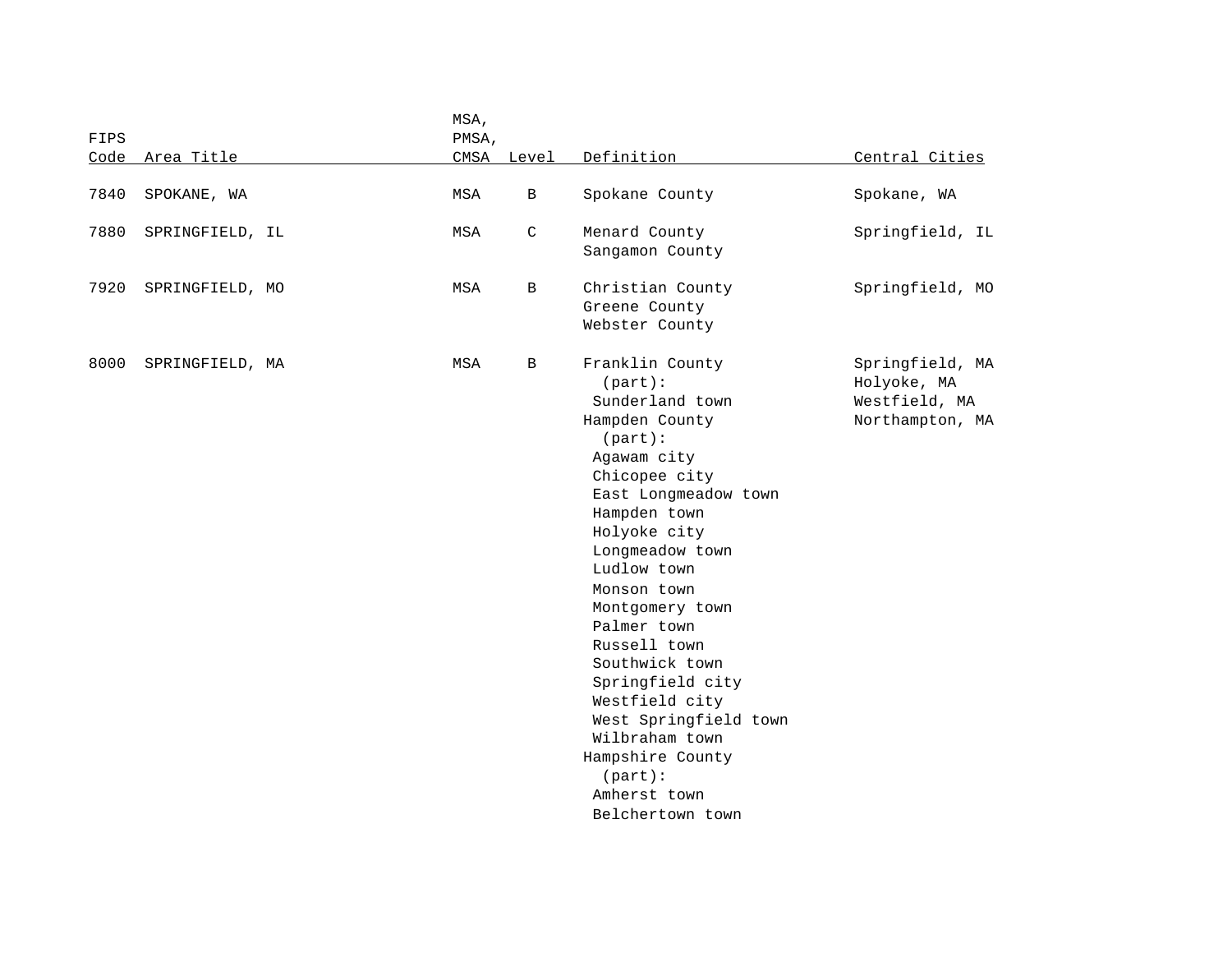| FIPS Code | Area Title | MSA, PMSA, CMSA | Level | Definition | Central Cities |
|---|---|---|---|---|---|
| 7840 | SPOKANE, WA | MSA | B | Spokane County | Spokane, WA |
| 7880 | SPRINGFIELD, IL | MSA | C | Menard County<br>Sangamon County | Springfield, IL |
| 7920 | SPRINGFIELD, MO | MSA | B | Christian County<br>Greene County<br>Webster County | Springfield, MO |
| 8000 | SPRINGFIELD, MA | MSA | B | Franklin County (part):<br>Sunderland town<br>Hampden County (part):<br>Agawam city<br>Chicopee city<br>East Longmeadow town<br>Hampden town<br>Holyoke city<br>Longmeadow town<br>Ludlow town<br>Monson town<br>Montgomery town<br>Palmer town<br>Russell town<br>Southwick town<br>Springfield city<br>Westfield city<br>West Springfield town<br>Wilbraham town<br>Hampshire County (part):<br>Amherst town<br>Belchertown town | Springfield, MA<br>Holyoke, MA<br>Westfield, MA<br>Northampton, MA |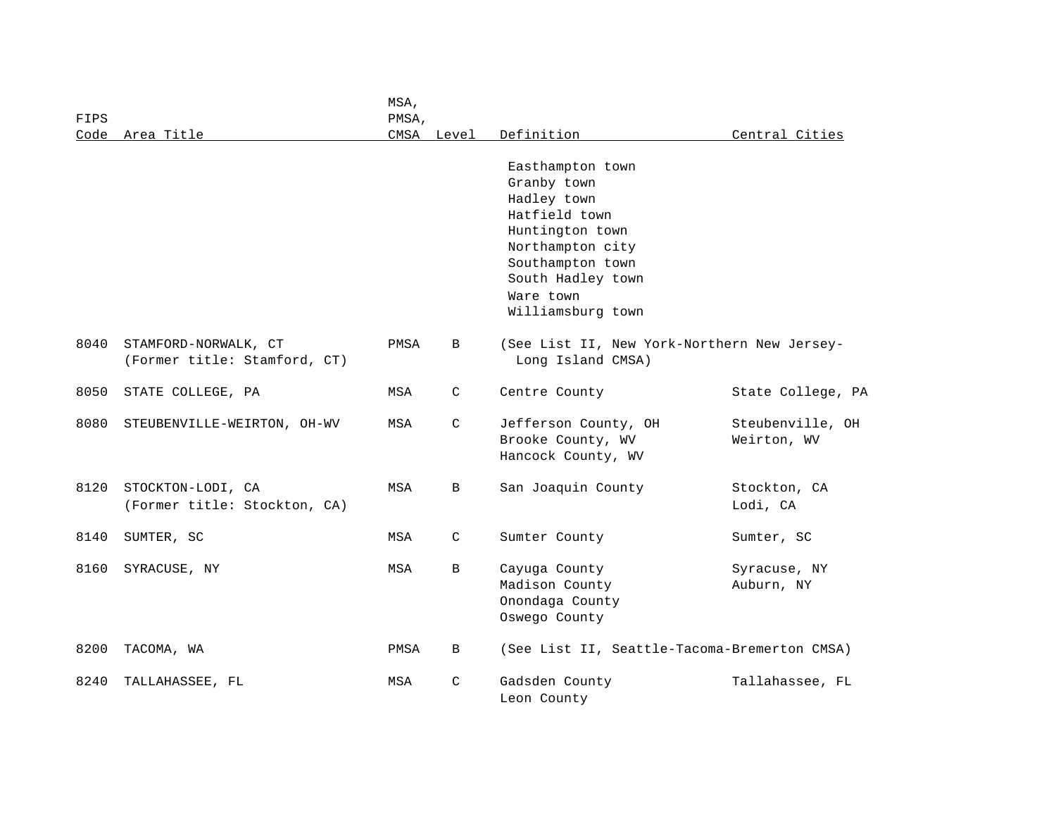| FIPS Code | Area Title | MSA, PMSA, CMSA | Level | Definition | Central Cities |
|---|---|---|---|---|---|
| | | | | Easthampton town<br>Granby town<br>Hadley town<br>Hatfield town<br>Huntington town<br>Northampton city<br>Southampton town<br>South Hadley town<br>Ware town<br>Williamsburg town | |
| 8040 | STAMFORD-NORWALK, CT<br>(Former title: Stamford, CT) | PMSA | B | (See List II, New York-Northern New Jersey-Long Island CMSA) | |
| 8050 | STATE COLLEGE, PA | MSA | C | Centre County | State College, PA |
| 8080 | STEUBENVILLE-WEIRTON, OH-WV | MSA | C | Jefferson County, OH<br>Brooke County, WV<br>Hancock County, WV | Steubenville, OH<br>Weirton, WV |
| 8120 | STOCKTON-LODI, CA<br>(Former title: Stockton, CA) | MSA | B | San Joaquin County | Stockton, CA<br>Lodi, CA |
| 8140 | SUMTER, SC | MSA | C | Sumter County | Sumter, SC |
| 8160 | SYRACUSE, NY | MSA | B | Cayuga County<br>Madison County<br>Onondaga County<br>Oswego County | Syracuse, NY<br>Auburn, NY |
| 8200 | TACOMA, WA | PMSA | B | (See List II, Seattle-Tacoma-Bremerton CMSA) | |
| 8240 | TALLAHASSEE, FL | MSA | C | Gadsden County<br>Leon County | Tallahassee, FL |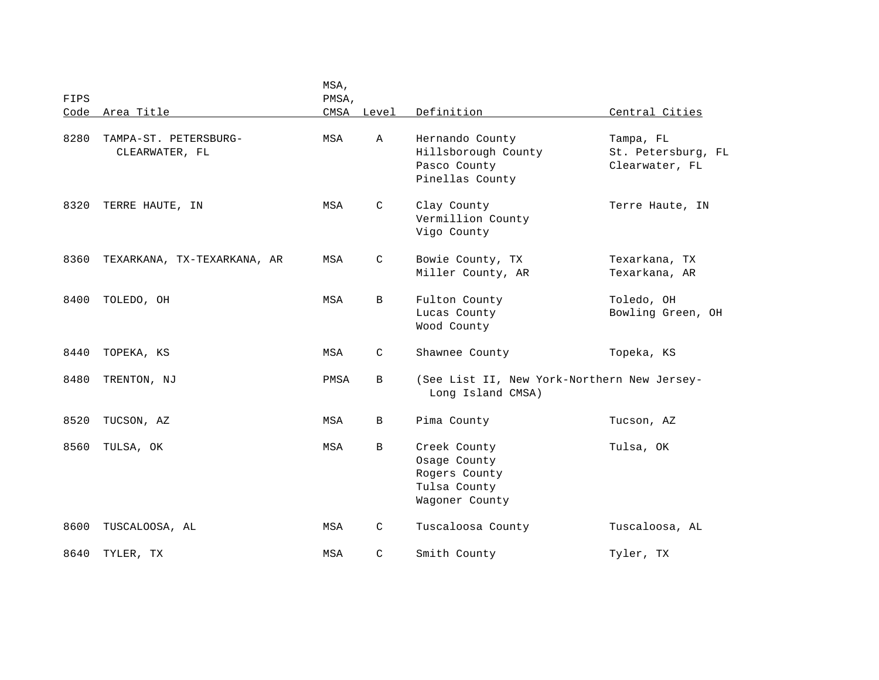| FIPS Code | Area Title | MSA, PMSA, CMSA | Level | Definition | Central Cities |
|---|---|---|---|---|---|
| 8280 | TAMPA-ST. PETERSBURG-CLEARWATER, FL | MSA | A | Hernando County<br>Hillsborough County<br>Pasco County<br>Pinellas County | Tampa, FL<br>St. Petersburg, FL<br>Clearwater, FL |
| 8320 | TERRE HAUTE, IN | MSA | C | Clay County<br>Vermillion County<br>Vigo County | Terre Haute, IN |
| 8360 | TEXARKANA, TX-TEXARKANA, AR | MSA | C | Bowie County, TX<br>Miller County, AR | Texarkana, TX<br>Texarkana, AR |
| 8400 | TOLEDO, OH | MSA | B | Fulton County<br>Lucas County<br>Wood County | Toledo, OH<br>Bowling Green, OH |
| 8440 | TOPEKA, KS | MSA | C | Shawnee County | Topeka, KS |
| 8480 | TRENTON, NJ | PMSA | B | (See List II, New York-Northern New Jersey-Long Island CMSA) | |
| 8520 | TUCSON, AZ | MSA | B | Pima County | Tucson, AZ |
| 8560 | TULSA, OK | MSA | B | Creek County<br>Osage County<br>Rogers County<br>Tulsa County<br>Wagoner County | Tulsa, OK |
| 8600 | TUSCALOOSA, AL | MSA | C | Tuscaloosa County | Tuscaloosa, AL |
| 8640 | TYLER, TX | MSA | C | Smith County | Tyler, TX |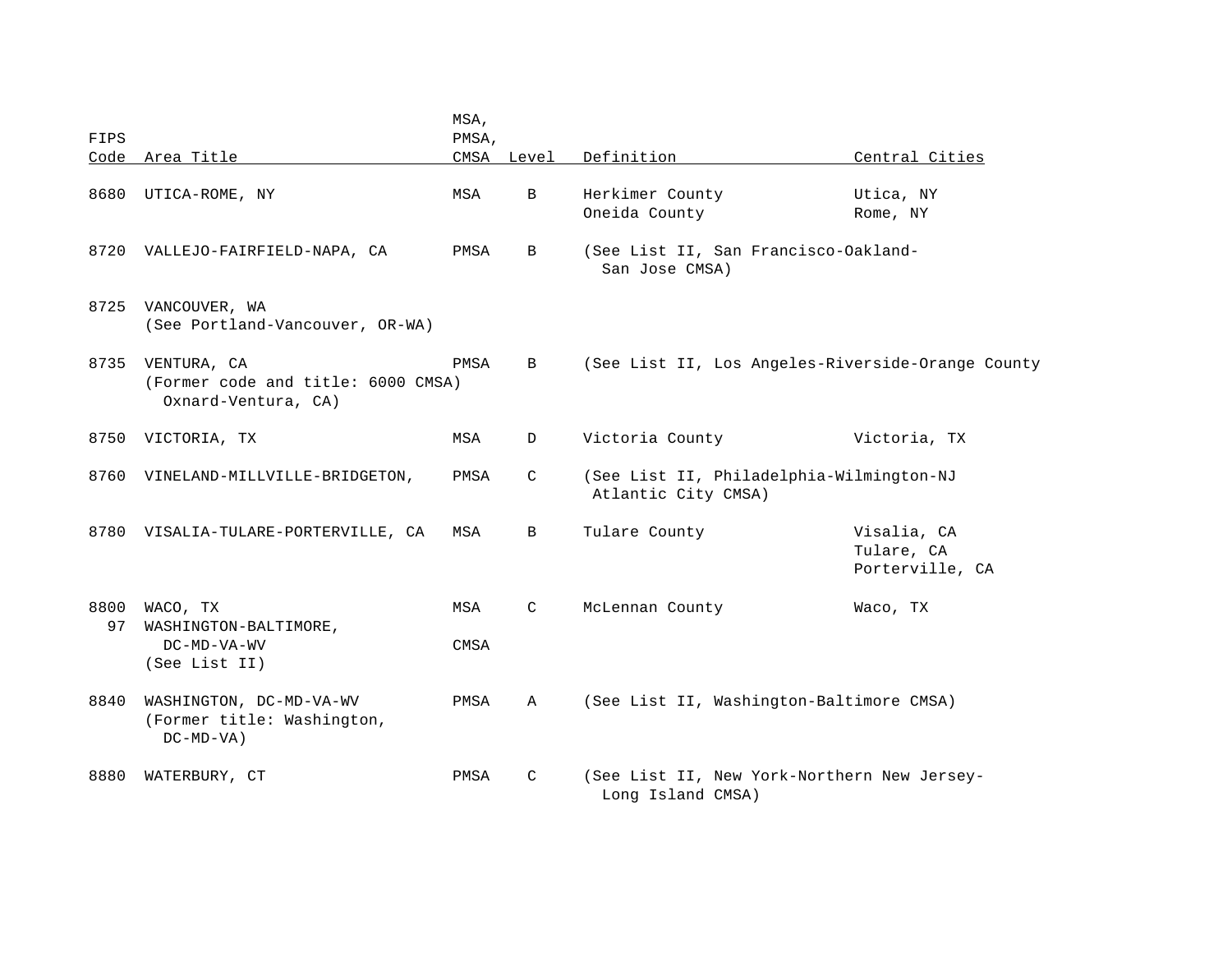| FIPS Code | Area Title | MSA, PMSA, CMSA | Level | Definition | Central Cities |
|---|---|---|---|---|---|
| 8680 | UTICA-ROME, NY | MSA | B | Herkimer County<br>Oneida County | Utica, NY<br>Rome, NY |
| 8720 | VALLEJO-FAIRFIELD-NAPA, CA | PMSA | B | (See List II, San Francisco-Oakland-San Jose CMSA) | |
| 8725 | VANCOUVER, WA<br>(See Portland-Vancouver, OR-WA) | | | | |
| 8735 | VENTURA, CA<br>(Former code and title: 6000 CMSA) Oxnard-Ventura, CA) | PMSA | B | (See List II, Los Angeles-Riverside-Orange County | |
| 8750 | VICTORIA, TX | MSA | D | Victoria County | Victoria, TX |
| 8760 | VINELAND-MILLVILLE-BRIDGETON, | PMSA | C | (See List II, Philadelphia-Wilmington-NJ Atlantic City CMSA) | |
| 8780 | VISALIA-TULARE-PORTERVILLE, CA | MSA | B | Tulare County | Visalia, CA<br>Tulare, CA<br>Porterville, CA |
| 8800 | WACO, TX | MSA | C | McLennan County | Waco, TX |
| 97 | WASHINGTON-BALTIMORE, DC-MD-VA-WV<br>(See List II) | CMSA | | | |
| 8840 | WASHINGTON, DC-MD-VA-WV<br>(Former title: Washington, DC-MD-VA) | PMSA | A | (See List II, Washington-Baltimore CMSA) | |
| 8880 | WATERBURY, CT | PMSA | C | (See List II, New York-Northern New Jersey-Long Island CMSA) | |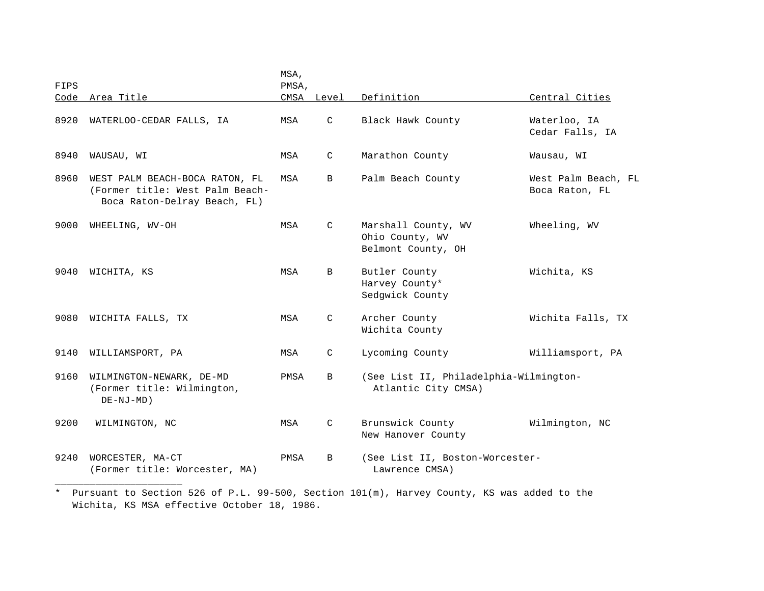| FIPS Code | Area Title | MSA, PMSA, CMSA | Level | Definition | Central Cities |
|---|---|---|---|---|---|
| 8920 | WATERLOO-CEDAR FALLS, IA | MSA | C | Black Hawk County | Waterloo, IA<br>Cedar Falls, IA |
| 8940 | WAUSAU, WI | MSA | C | Marathon County | Wausau, WI |
| 8960 | WEST PALM BEACH-BOCA RATON, FL<br>(Former title: West Palm Beach-Boca Raton-Delray Beach, FL) | MSA | B | Palm Beach County | West Palm Beach, FL<br>Boca Raton, FL |
| 9000 | WHEELING, WV-OH | MSA | C | Marshall County, WV<br>Ohio County, WV<br>Belmont County, OH | Wheeling, WV |
| 9040 | WICHITA, KS | MSA | B | Butler County<br>Harvey County*<br>Sedgwick County | Wichita, KS |
| 9080 | WICHITA FALLS, TX | MSA | C | Archer County<br>Wichita County | Wichita Falls, TX |
| 9140 | WILLIAMSPORT, PA | MSA | C | Lycoming County | Williamsport, PA |
| 9160 | WILMINGTON-NEWARK, DE-MD<br>(Former title: Wilmington, DE-NJ-MD) | PMSA | B | (See List II, Philadelphia-Wilmington-Atlantic City CMSA) | |
| 9200 | WILMINGTON, NC | MSA | C | Brunswick County<br>New Hanover County | Wilmington, NC |
| 9240 | WORCESTER, MA-CT<br>(Former title: Worcester, MA) | PMSA | B | (See List II, Boston-Worcester-Lawrence CMSA) | |

\* Pursuant to Section 526 of P.L. 99-500, Section 101(m), Harvey County, KS was added to the Wichita, KS MSA effective October 18, 1986.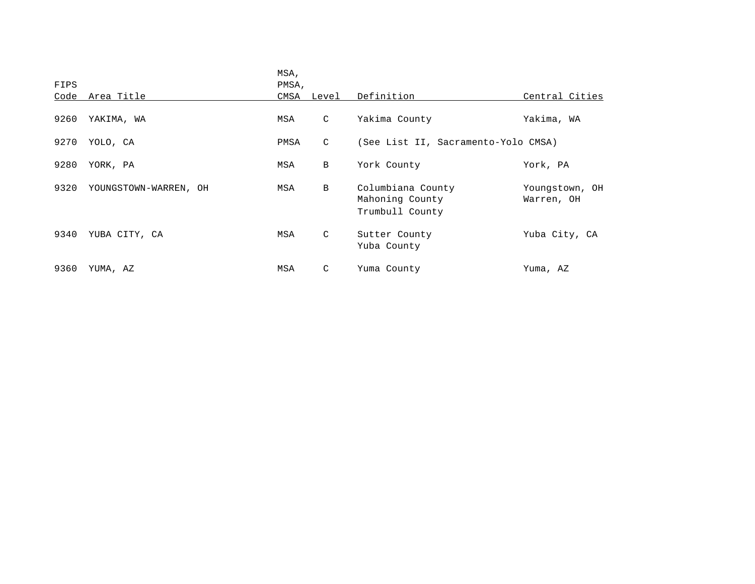| FIPS Code | Area Title | MSA, PMSA, CMSA | Level | Definition | Central Cities |
|---|---|---|---|---|---|
| 9260 | YAKIMA, WA | MSA | C | Yakima County | Yakima, WA |
| 9270 | YOLO, CA | PMSA | C | (See List II, Sacramento-Yolo CMSA) | |
| 9280 | YORK, PA | MSA | B | York County | York, PA |
| 9320 | YOUNGSTOWN-WARREN, OH | MSA | B | Columbiana County<br>Mahoning County<br>Trumbull County | Youngstown, OH<br>Warren, OH |
| 9340 | YUBA CITY, CA | MSA | C | Sutter County<br>Yuba County | Yuba City, CA |
| 9360 | YUMA, AZ | MSA | C | Yuma County | Yuma, AZ |